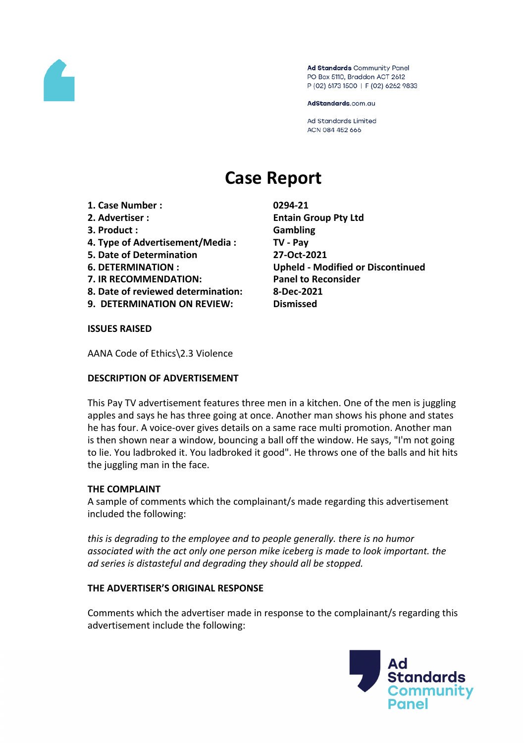Ad Standards Community Panel
PO Box 5110, Braddon ACT 2612
P (02) 6173 1500 | F (02) 6262 9833

AdStandards.com.au

Ad Standards Limited
ACN 084 452 666

# Case Report

| | |
|---|---|
| **1. Case Number :** | **0294-21** |
| **2. Advertiser :** | **Entain Group Pty Ltd** |
| **3. Product :** | **Gambling** |
| **4. Type of Advertisement/Media :** | **TV - Pay** |
| **5. Date of Determination** | **27-Oct-2021** |
| **6. DETERMINATION :** | **Upheld - Modified or Discontinued** |
| **7. IR RECOMMENDATION:** | **Panel to Reconsider** |
| **8. Date of reviewed determination:** | **8-Dec-2021** |
| **9. DETERMINATION ON REVIEW:** | **Dismissed** |

**ISSUES RAISED**

AANA Code of Ethics\2.3 Violence

**DESCRIPTION OF ADVERTISEMENT**

This Pay TV advertisement features three men in a kitchen. One of the men is juggling apples and says he has three going at once. Another man shows his phone and states he has four. A voice-over gives details on a same race multi promotion. Another man is then shown near a window, bouncing a ball off the window. He says, "I'm not going to lie. You ladbroked it. You ladbroked it good". He throws one of the balls and hit hits the juggling man in the face.

**THE COMPLAINT**

A sample of comments which the complainant/s made regarding this advertisement included the following:

*this is degrading to the employee and to people generally. there is no humor associated with the act only one person mike iceberg is made to look important. the ad series is distasteful and degrading they should all be stopped.*

**THE ADVERTISER'S ORIGINAL RESPONSE**

Comments which the advertiser made in response to the complainant/s regarding this advertisement include the following: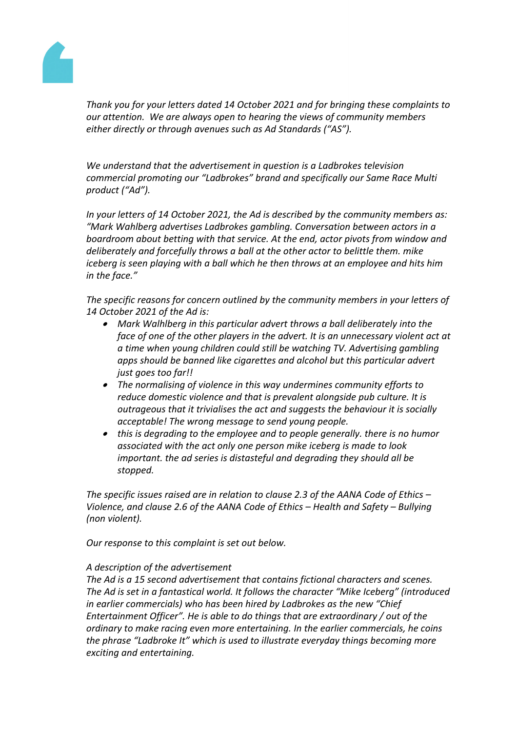*Thank you for your letters dated 14 October 2021 and for bringing these complaints to our attention. We are always open to hearing the views of community members either directly or through avenues such as Ad Standards ("AS").*

*We understand that the advertisement in question is a Ladbrokes television commercial promoting our "Ladbrokes" brand and specifically our Same Race Multi product ("Ad").*

*In your letters of 14 October 2021, the Ad is described by the community members as: "Mark Wahlberg advertises Ladbrokes gambling. Conversation between actors in a boardroom about betting with that service. At the end, actor pivots from window and deliberately and forcefully throws a ball at the other actor to belittle them. mike iceberg is seen playing with a ball which he then throws at an employee and hits him in the face."*

*The specific reasons for concern outlined by the community members in your letters of 14 October 2021 of the Ad is:*

- *Mark Walhlberg in this particular advert throws a ball deliberately into the face of one of the other players in the advert. It is an unnecessary violent act at a time when young children could still be watching TV. Advertising gambling apps should be banned like cigarettes and alcohol but this particular advert just goes too far!!*
- *The normalising of violence in this way undermines community efforts to reduce domestic violence and that is prevalent alongside pub culture. It is outrageous that it trivialises the act and suggests the behaviour it is socially acceptable! The wrong message to send young people.*
- *this is degrading to the employee and to people generally. there is no humor associated with the act only one person mike iceberg is made to look important. the ad series is distasteful and degrading they should all be stopped.*

*The specific issues raised are in relation to clause 2.3 of the AANA Code of Ethics – Violence, and clause 2.6 of the AANA Code of Ethics – Health and Safety – Bullying (non violent).*

*Our response to this complaint is set out below.*

*A description of the advertisement*
*The Ad is a 15 second advertisement that contains fictional characters and scenes. The Ad is set in a fantastical world. It follows the character "Mike Iceberg" (introduced in earlier commercials) who has been hired by Ladbrokes as the new "Chief Entertainment Officer". He is able to do things that are extraordinary / out of the ordinary to make racing even more entertaining. In the earlier commercials, he coins the phrase "Ladbroke It" which is used to illustrate everyday things becoming more exciting and entertaining.*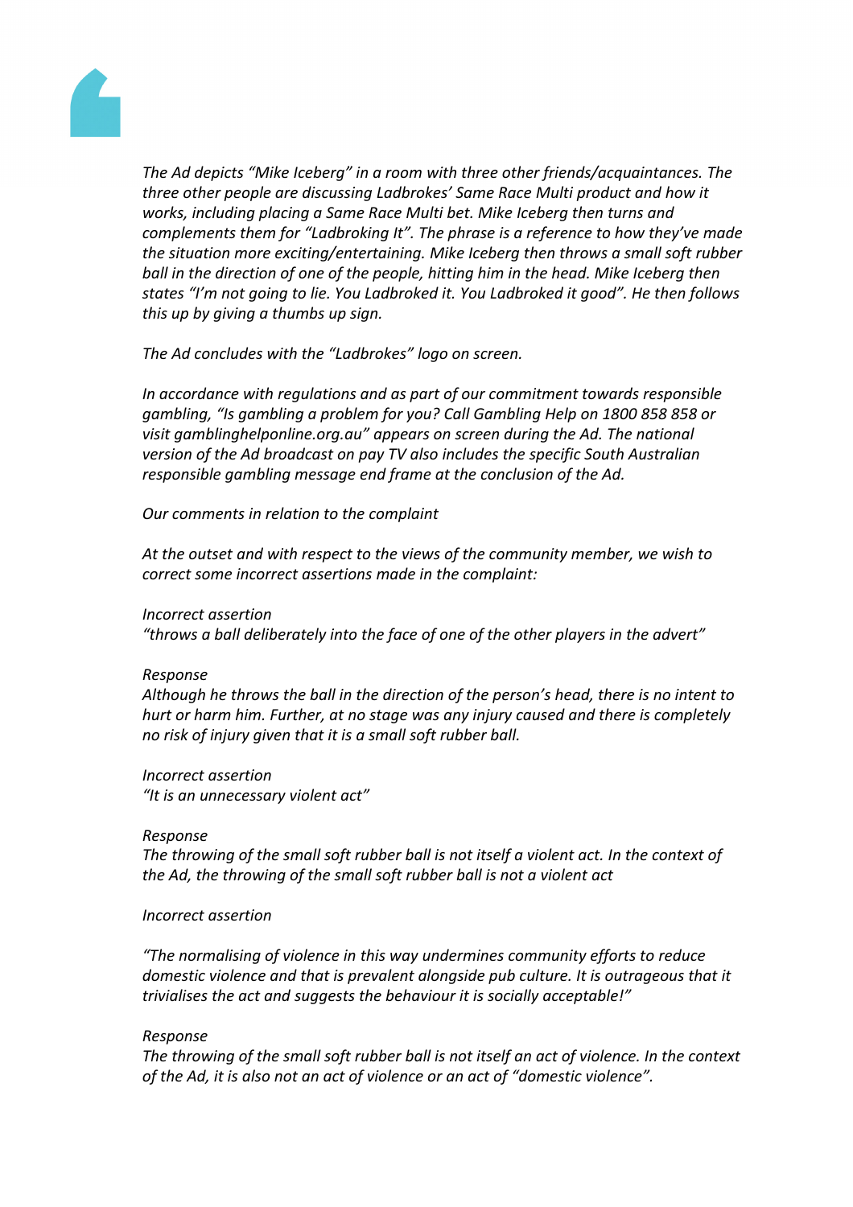*The Ad depicts "Mike Iceberg" in a room with three other friends/acquaintances. The three other people are discussing Ladbrokes' Same Race Multi product and how it works, including placing a Same Race Multi bet. Mike Iceberg then turns and complements them for "Ladbroking It". The phrase is a reference to how they've made the situation more exciting/entertaining. Mike Iceberg then throws a small soft rubber ball in the direction of one of the people, hitting him in the head. Mike Iceberg then states "I'm not going to lie. You Ladbroked it. You Ladbroked it good". He then follows this up by giving a thumbs up sign.*

*The Ad concludes with the "Ladbrokes" logo on screen.*

*In accordance with regulations and as part of our commitment towards responsible gambling, "Is gambling a problem for you? Call Gambling Help on 1800 858 858 or visit gamblinghelponline.org.au" appears on screen during the Ad. The national version of the Ad broadcast on pay TV also includes the specific South Australian responsible gambling message end frame at the conclusion of the Ad.*

*Our comments in relation to the complaint*

*At the outset and with respect to the views of the community member, we wish to correct some incorrect assertions made in the complaint:*

*Incorrect assertion*
*"throws a ball deliberately into the face of one of the other players in the advert"*

*Response*
*Although he throws the ball in the direction of the person's head, there is no intent to hurt or harm him. Further, at no stage was any injury caused and there is completely no risk of injury given that it is a small soft rubber ball.*

*Incorrect assertion*
*"It is an unnecessary violent act"*

*Response*
*The throwing of the small soft rubber ball is not itself a violent act. In the context of the Ad, the throwing of the small soft rubber ball is not a violent act*

*Incorrect assertion*

*"The normalising of violence in this way undermines community efforts to reduce domestic violence and that is prevalent alongside pub culture. It is outrageous that it trivialises the act and suggests the behaviour it is socially acceptable!"*

*Response*
*The throwing of the small soft rubber ball is not itself an act of violence. In the context of the Ad, it is also not an act of violence or an act of "domestic violence".*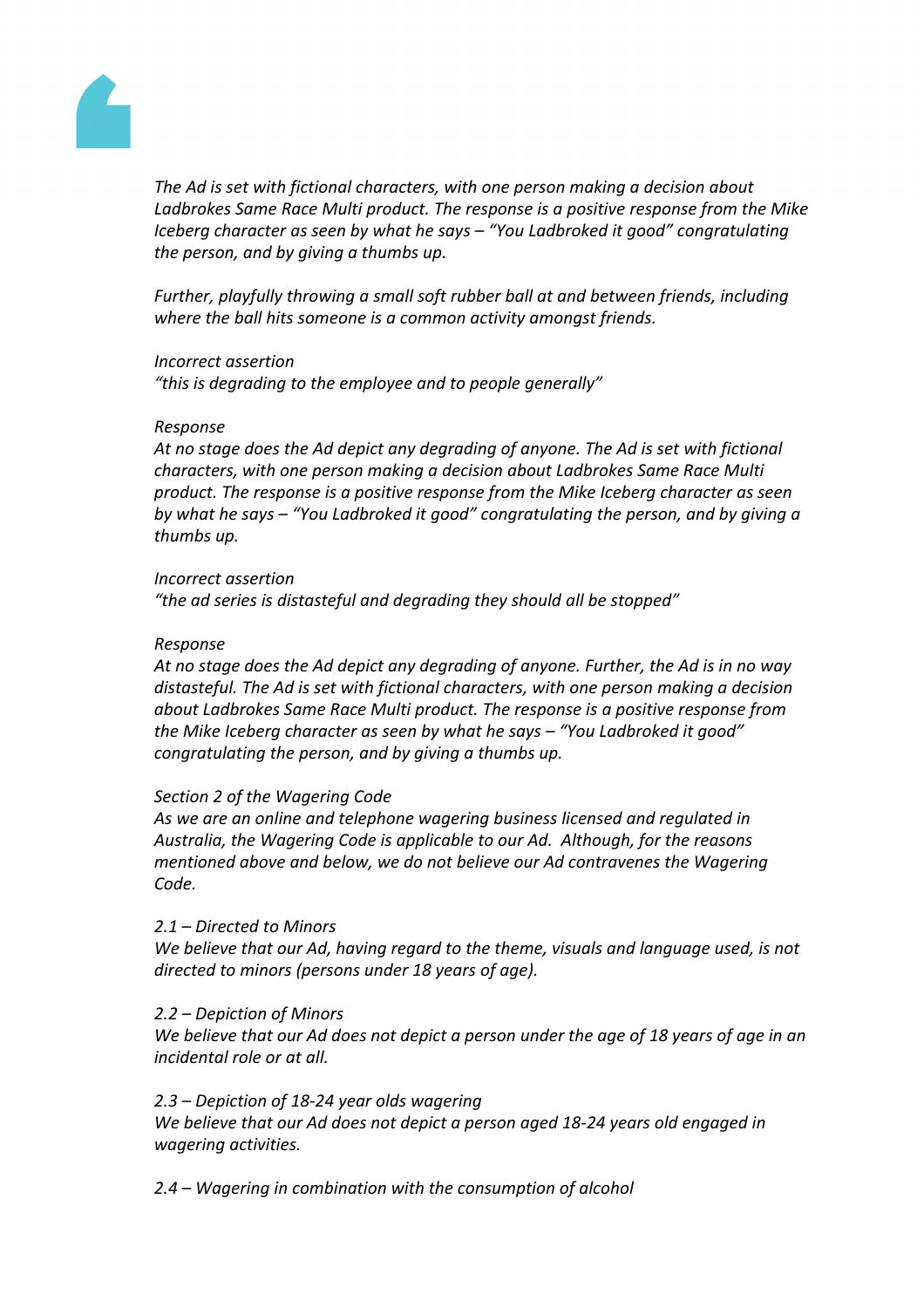*The Ad is set with fictional characters, with one person making a decision about Ladbrokes Same Race Multi product. The response is a positive response from the Mike Iceberg character as seen by what he says – "You Ladbroked it good" congratulating the person, and by giving a thumbs up.*

*Further, playfully throwing a small soft rubber ball at and between friends, including where the ball hits someone is a common activity amongst friends.*

*Incorrect assertion*
*"this is degrading to the employee and to people generally"*

*Response*
*At no stage does the Ad depict any degrading of anyone. The Ad is set with fictional characters, with one person making a decision about Ladbrokes Same Race Multi product. The response is a positive response from the Mike Iceberg character as seen by what he says – "You Ladbroked it good" congratulating the person, and by giving a thumbs up.*

*Incorrect assertion*
*"the ad series is distasteful and degrading they should all be stopped"*

*Response*
*At no stage does the Ad depict any degrading of anyone. Further, the Ad is in no way distasteful. The Ad is set with fictional characters, with one person making a decision about Ladbrokes Same Race Multi product. The response is a positive response from the Mike Iceberg character as seen by what he says – "You Ladbroked it good" congratulating the person, and by giving a thumbs up.*

*Section 2 of the Wagering Code*
*As we are an online and telephone wagering business licensed and regulated in Australia, the Wagering Code is applicable to our Ad. Although, for the reasons mentioned above and below, we do not believe our Ad contravenes the Wagering Code.*

*2.1 – Directed to Minors*
*We believe that our Ad, having regard to the theme, visuals and language used, is not directed to minors (persons under 18 years of age).*

*2.2 – Depiction of Minors*
*We believe that our Ad does not depict a person under the age of 18 years of age in an incidental role or at all.*

*2.3 – Depiction of 18-24 year olds wagering*
*We believe that our Ad does not depict a person aged 18-24 years old engaged in wagering activities.*

*2.4 – Wagering in combination with the consumption of alcohol*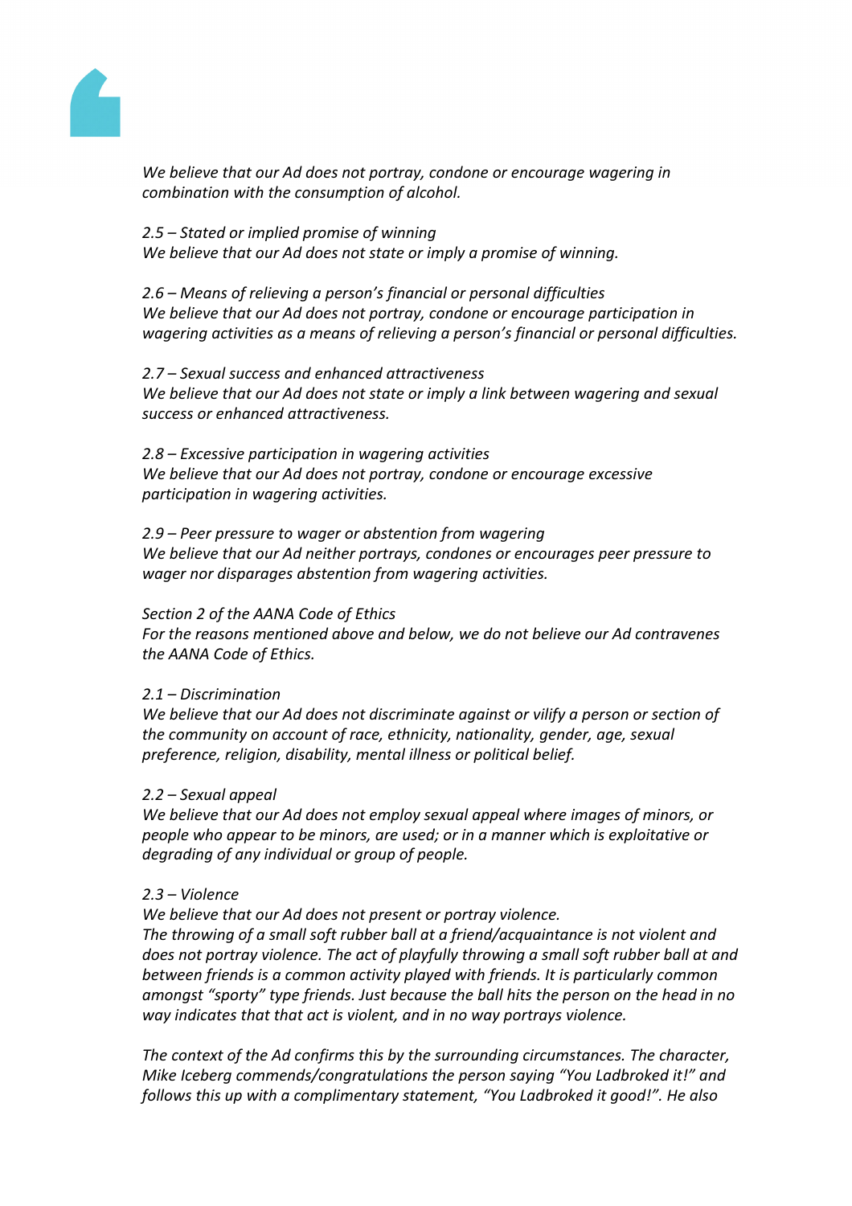*We believe that our Ad does not portray, condone or encourage wagering in combination with the consumption of alcohol.*

*2.5 – Stated or implied promise of winning*
*We believe that our Ad does not state or imply a promise of winning.*

*2.6 – Means of relieving a person's financial or personal difficulties*
*We believe that our Ad does not portray, condone or encourage participation in wagering activities as a means of relieving a person's financial or personal difficulties.*

*2.7 – Sexual success and enhanced attractiveness*
*We believe that our Ad does not state or imply a link between wagering and sexual success or enhanced attractiveness.*

*2.8 – Excessive participation in wagering activities*
*We believe that our Ad does not portray, condone or encourage excessive participation in wagering activities.*

*2.9 – Peer pressure to wager or abstention from wagering*
*We believe that our Ad neither portrays, condones or encourages peer pressure to wager nor disparages abstention from wagering activities.*

*Section 2 of the AANA Code of Ethics*
*For the reasons mentioned above and below, we do not believe our Ad contravenes the AANA Code of Ethics.*

*2.1 – Discrimination*
*We believe that our Ad does not discriminate against or vilify a person or section of the community on account of race, ethnicity, nationality, gender, age, sexual preference, religion, disability, mental illness or political belief.*

*2.2 – Sexual appeal*
*We believe that our Ad does not employ sexual appeal where images of minors, or people who appear to be minors, are used; or in a manner which is exploitative or degrading of any individual or group of people.*

*2.3 – Violence*
*We believe that our Ad does not present or portray violence.*
*The throwing of a small soft rubber ball at a friend/acquaintance is not violent and does not portray violence. The act of playfully throwing a small soft rubber ball at and between friends is a common activity played with friends. It is particularly common amongst "sporty" type friends. Just because the ball hits the person on the head in no way indicates that that act is violent, and in no way portrays violence.*

*The context of the Ad confirms this by the surrounding circumstances. The character, Mike Iceberg commends/congratulations the person saying "You Ladbroked it!" and follows this up with a complimentary statement, "You Ladbroked it good!". He also*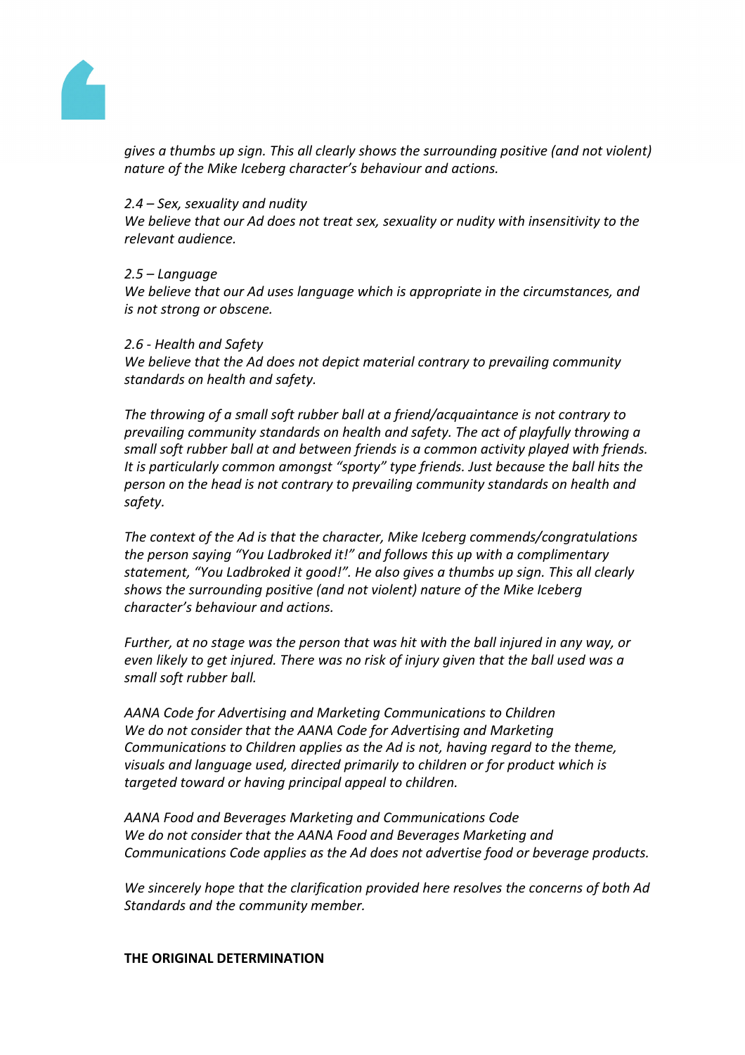*gives a thumbs up sign. This all clearly shows the surrounding positive (and not violent) nature of the Mike Iceberg character's behaviour and actions.*

*2.4 – Sex, sexuality and nudity*
*We believe that our Ad does not treat sex, sexuality or nudity with insensitivity to the relevant audience.*

*2.5 – Language*
*We believe that our Ad uses language which is appropriate in the circumstances, and is not strong or obscene.*

*2.6 - Health and Safety*
*We believe that the Ad does not depict material contrary to prevailing community standards on health and safety.*

*The throwing of a small soft rubber ball at a friend/acquaintance is not contrary to prevailing community standards on health and safety. The act of playfully throwing a small soft rubber ball at and between friends is a common activity played with friends. It is particularly common amongst "sporty" type friends. Just because the ball hits the person on the head is not contrary to prevailing community standards on health and safety.*

*The context of the Ad is that the character, Mike Iceberg commends/congratulations the person saying "You Ladbroked it!" and follows this up with a complimentary statement, "You Ladbroked it good!". He also gives a thumbs up sign. This all clearly shows the surrounding positive (and not violent) nature of the Mike Iceberg character's behaviour and actions.*

*Further, at no stage was the person that was hit with the ball injured in any way, or even likely to get injured. There was no risk of injury given that the ball used was a small soft rubber ball.*

*AANA Code for Advertising and Marketing Communications to Children*
*We do not consider that the AANA Code for Advertising and Marketing Communications to Children applies as the Ad is not, having regard to the theme, visuals and language used, directed primarily to children or for product which is targeted toward or having principal appeal to children.*

*AANA Food and Beverages Marketing and Communications Code*
*We do not consider that the AANA Food and Beverages Marketing and Communications Code applies as the Ad does not advertise food or beverage products.*

*We sincerely hope that the clarification provided here resolves the concerns of both Ad Standards and the community member.*

**THE ORIGINAL DETERMINATION**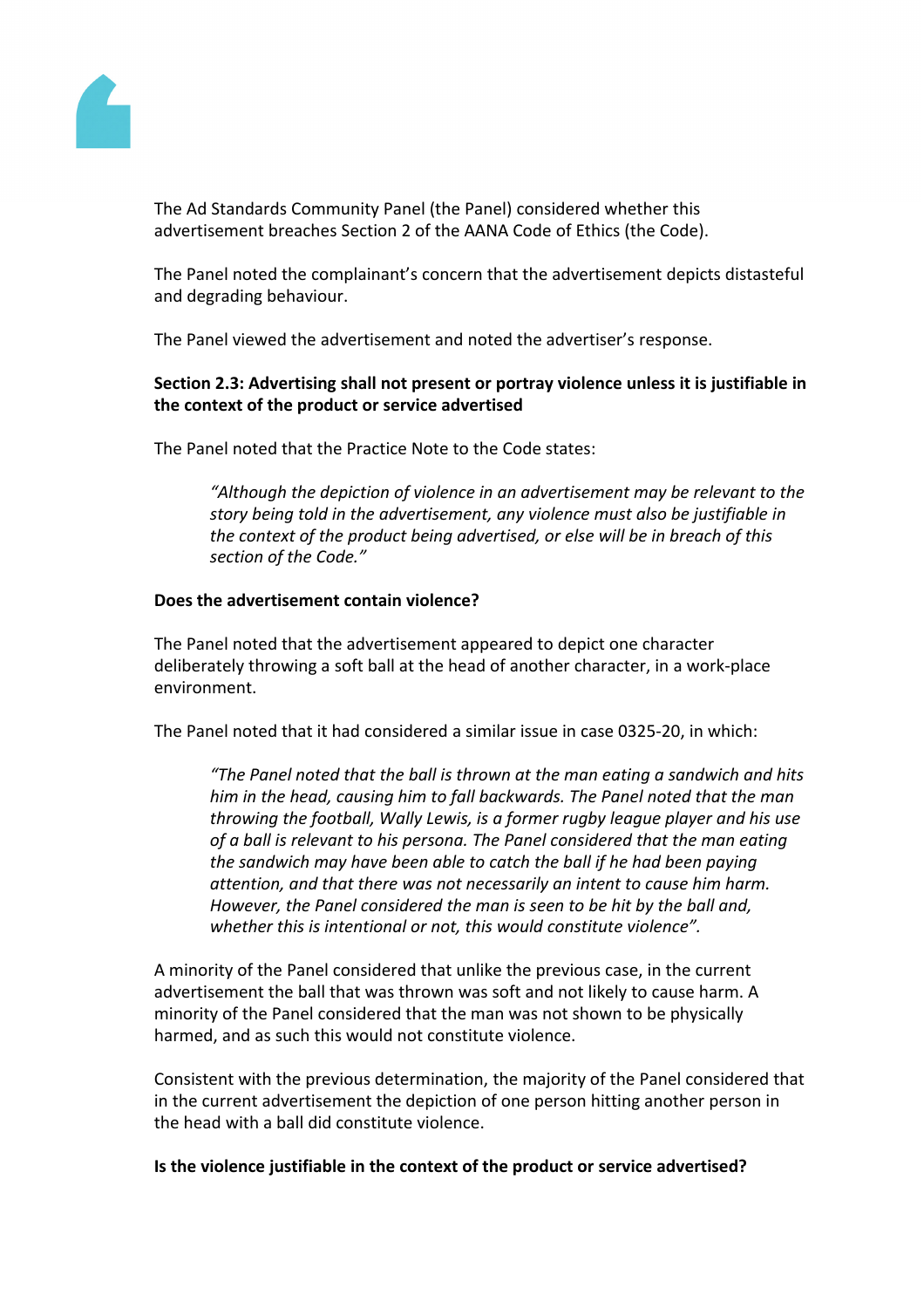The Ad Standards Community Panel (the Panel) considered whether this advertisement breaches Section 2 of the AANA Code of Ethics (the Code).

The Panel noted the complainant's concern that the advertisement depicts distasteful and degrading behaviour.

The Panel viewed the advertisement and noted the advertiser's response.

**Section 2.3: Advertising shall not present or portray violence unless it is justifiable in the context of the product or service advertised**

The Panel noted that the Practice Note to the Code states:

> *"Although the depiction of violence in an advertisement may be relevant to the story being told in the advertisement, any violence must also be justifiable in the context of the product being advertised, or else will be in breach of this section of the Code."*

**Does the advertisement contain violence?**

The Panel noted that the advertisement appeared to depict one character deliberately throwing a soft ball at the head of another character, in a work-place environment.

The Panel noted that it had considered a similar issue in case 0325-20, in which:

> *"The Panel noted that the ball is thrown at the man eating a sandwich and hits him in the head, causing him to fall backwards. The Panel noted that the man throwing the football, Wally Lewis, is a former rugby league player and his use of a ball is relevant to his persona. The Panel considered that the man eating the sandwich may have been able to catch the ball if he had been paying attention, and that there was not necessarily an intent to cause him harm. However, the Panel considered the man is seen to be hit by the ball and, whether this is intentional or not, this would constitute violence".*

A minority of the Panel considered that unlike the previous case, in the current advertisement the ball that was thrown was soft and not likely to cause harm. A minority of the Panel considered that the man was not shown to be physically harmed, and as such this would not constitute violence.

Consistent with the previous determination, the majority of the Panel considered that in the current advertisement the depiction of one person hitting another person in the head with a ball did constitute violence.

**Is the violence justifiable in the context of the product or service advertised?**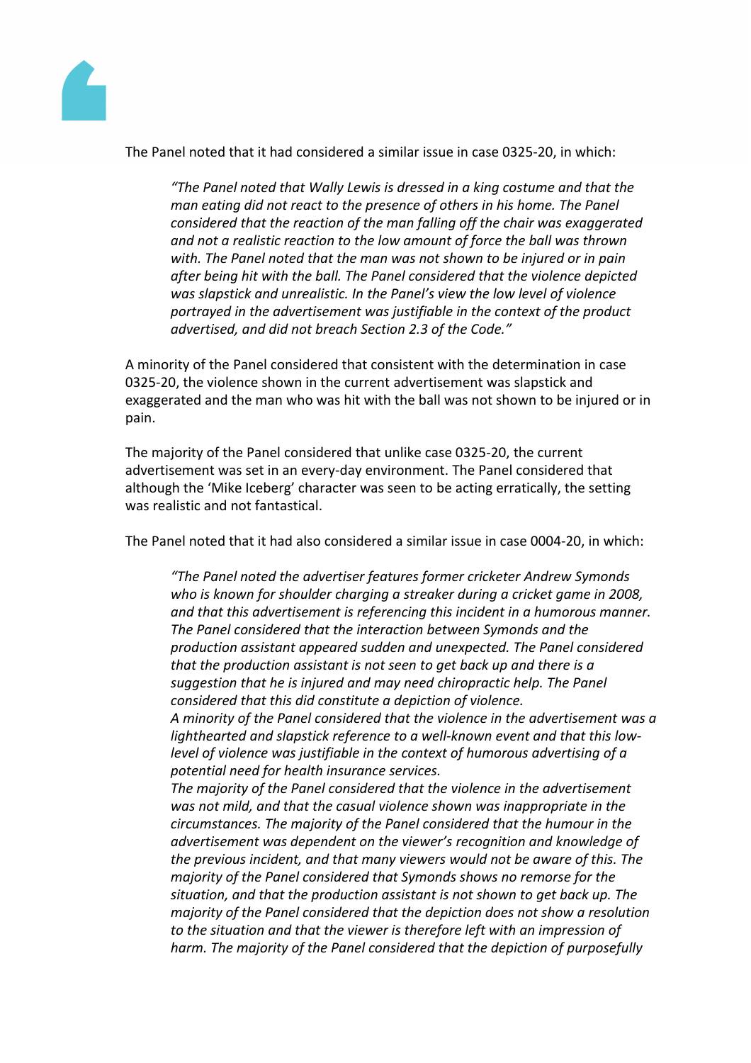The Panel noted that it had considered a similar issue in case 0325-20, in which:

> *"The Panel noted that Wally Lewis is dressed in a king costume and that the man eating did not react to the presence of others in his home. The Panel considered that the reaction of the man falling off the chair was exaggerated and not a realistic reaction to the low amount of force the ball was thrown with. The Panel noted that the man was not shown to be injured or in pain after being hit with the ball. The Panel considered that the violence depicted was slapstick and unrealistic. In the Panel's view the low level of violence portrayed in the advertisement was justifiable in the context of the product advertised, and did not breach Section 2.3 of the Code."*

A minority of the Panel considered that consistent with the determination in case 0325-20, the violence shown in the current advertisement was slapstick and exaggerated and the man who was hit with the ball was not shown to be injured or in pain.

The majority of the Panel considered that unlike case 0325-20, the current advertisement was set in an every-day environment. The Panel considered that although the 'Mike Iceberg' character was seen to be acting erratically, the setting was realistic and not fantastical.

The Panel noted that it had also considered a similar issue in case 0004-20, in which:

> *"The Panel noted the advertiser features former cricketer Andrew Symonds who is known for shoulder charging a streaker during a cricket game in 2008, and that this advertisement is referencing this incident in a humorous manner. The Panel considered that the interaction between Symonds and the production assistant appeared sudden and unexpected. The Panel considered that the production assistant is not seen to get back up and there is a suggestion that he is injured and may need chiropractic help. The Panel considered that this did constitute a depiction of violence.*
> *A minority of the Panel considered that the violence in the advertisement was a lighthearted and slapstick reference to a well-known event and that this low-level of violence was justifiable in the context of humorous advertising of a potential need for health insurance services.*
> *The majority of the Panel considered that the violence in the advertisement was not mild, and that the casual violence shown was inappropriate in the circumstances. The majority of the Panel considered that the humour in the advertisement was dependent on the viewer's recognition and knowledge of the previous incident, and that many viewers would not be aware of this. The majority of the Panel considered that Symonds shows no remorse for the situation, and that the production assistant is not shown to get back up. The majority of the Panel considered that the depiction does not show a resolution to the situation and that the viewer is therefore left with an impression of harm. The majority of the Panel considered that the depiction of purposefully*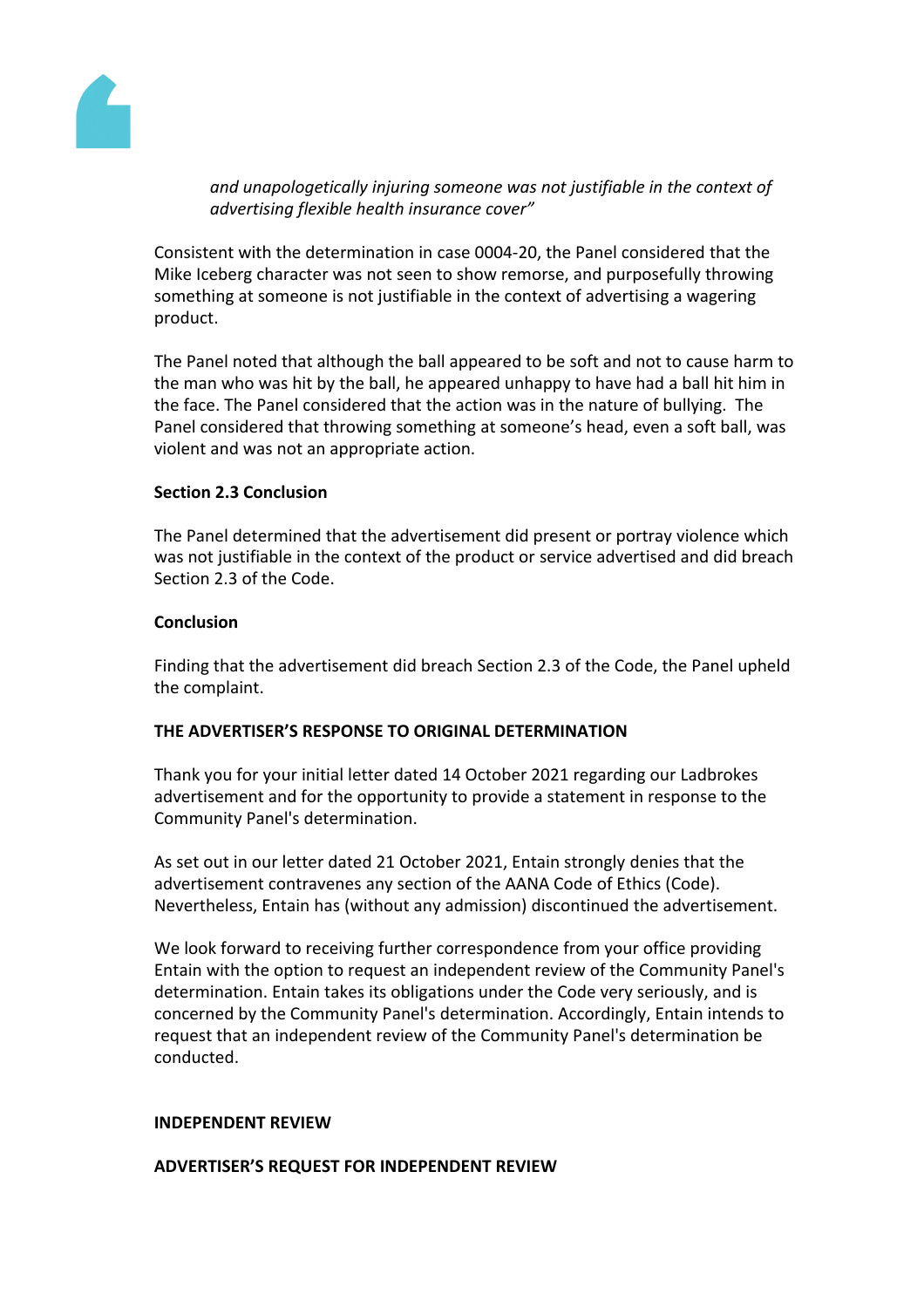*and unapologetically injuring someone was not justifiable in the context of advertising flexible health insurance cover"*

Consistent with the determination in case 0004-20, the Panel considered that the Mike Iceberg character was not seen to show remorse, and purposefully throwing something at someone is not justifiable in the context of advertising a wagering product.

The Panel noted that although the ball appeared to be soft and not to cause harm to the man who was hit by the ball, he appeared unhappy to have had a ball hit him in the face. The Panel considered that the action was in the nature of bullying. The Panel considered that throwing something at someone's head, even a soft ball, was violent and was not an appropriate action.

**Section 2.3 Conclusion**

The Panel determined that the advertisement did present or portray violence which was not justifiable in the context of the product or service advertised and did breach Section 2.3 of the Code.

**Conclusion**

Finding that the advertisement did breach Section 2.3 of the Code, the Panel upheld the complaint.

**THE ADVERTISER'S RESPONSE TO ORIGINAL DETERMINATION**

Thank you for your initial letter dated 14 October 2021 regarding our Ladbrokes advertisement and for the opportunity to provide a statement in response to the Community Panel's determination.

As set out in our letter dated 21 October 2021, Entain strongly denies that the advertisement contravenes any section of the AANA Code of Ethics (Code). Nevertheless, Entain has (without any admission) discontinued the advertisement.

We look forward to receiving further correspondence from your office providing Entain with the option to request an independent review of the Community Panel's determination. Entain takes its obligations under the Code very seriously, and is concerned by the Community Panel's determination. Accordingly, Entain intends to request that an independent review of the Community Panel's determination be conducted.

**INDEPENDENT REVIEW**

**ADVERTISER'S REQUEST FOR INDEPENDENT REVIEW**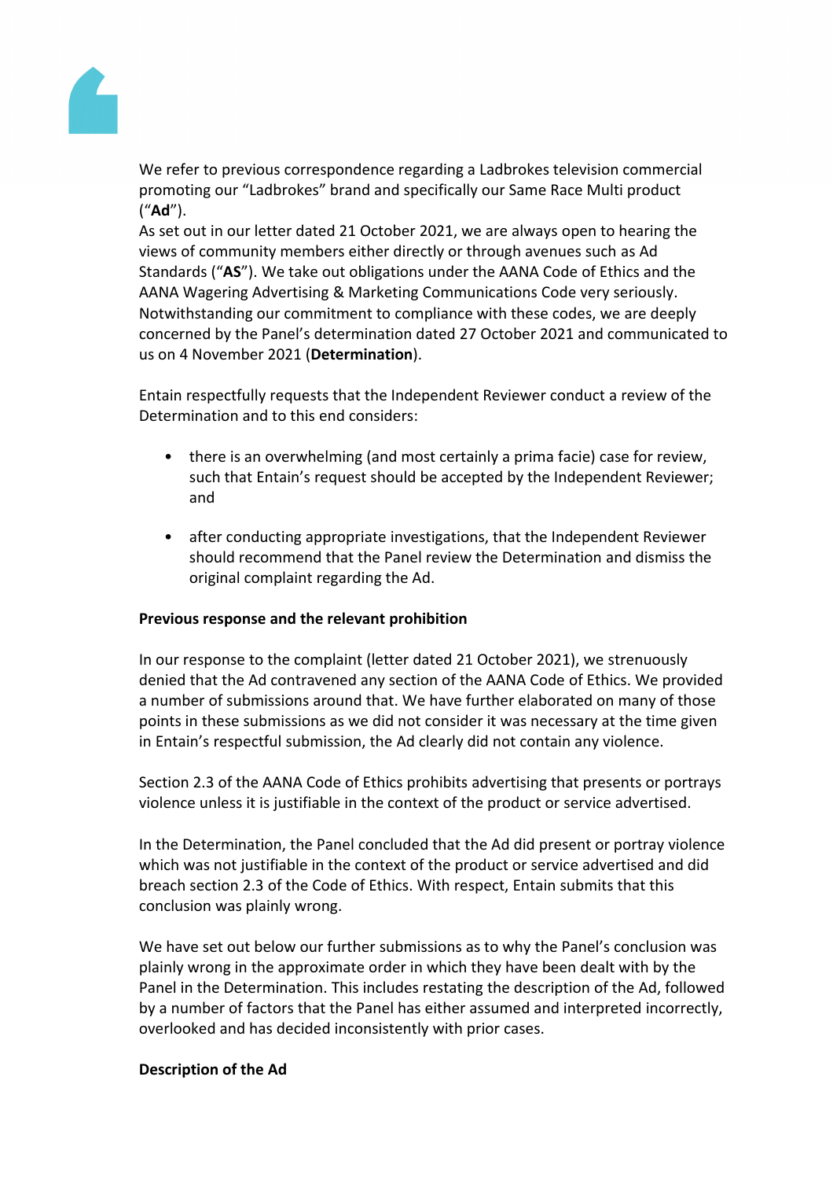We refer to previous correspondence regarding a Ladbrokes television commercial promoting our "Ladbrokes" brand and specifically our Same Race Multi product ("**Ad**").

As set out in our letter dated 21 October 2021, we are always open to hearing the views of community members either directly or through avenues such as Ad Standards ("**AS**"). We take out obligations under the AANA Code of Ethics and the AANA Wagering Advertising & Marketing Communications Code very seriously. Notwithstanding our commitment to compliance with these codes, we are deeply concerned by the Panel's determination dated 27 October 2021 and communicated to us on 4 November 2021 (**Determination**).

Entain respectfully requests that the Independent Reviewer conduct a review of the Determination and to this end considers:

- there is an overwhelming (and most certainly a prima facie) case for review, such that Entain's request should be accepted by the Independent Reviewer; and
- after conducting appropriate investigations, that the Independent Reviewer should recommend that the Panel review the Determination and dismiss the original complaint regarding the Ad.

**Previous response and the relevant prohibition**

In our response to the complaint (letter dated 21 October 2021), we strenuously denied that the Ad contravened any section of the AANA Code of Ethics. We provided a number of submissions around that. We have further elaborated on many of those points in these submissions as we did not consider it was necessary at the time given in Entain's respectful submission, the Ad clearly did not contain any violence.

Section 2.3 of the AANA Code of Ethics prohibits advertising that presents or portrays violence unless it is justifiable in the context of the product or service advertised.

In the Determination, the Panel concluded that the Ad did present or portray violence which was not justifiable in the context of the product or service advertised and did breach section 2.3 of the Code of Ethics. With respect, Entain submits that this conclusion was plainly wrong.

We have set out below our further submissions as to why the Panel's conclusion was plainly wrong in the approximate order in which they have been dealt with by the Panel in the Determination. This includes restating the description of the Ad, followed by a number of factors that the Panel has either assumed and interpreted incorrectly, overlooked and has decided inconsistently with prior cases.

**Description of the Ad**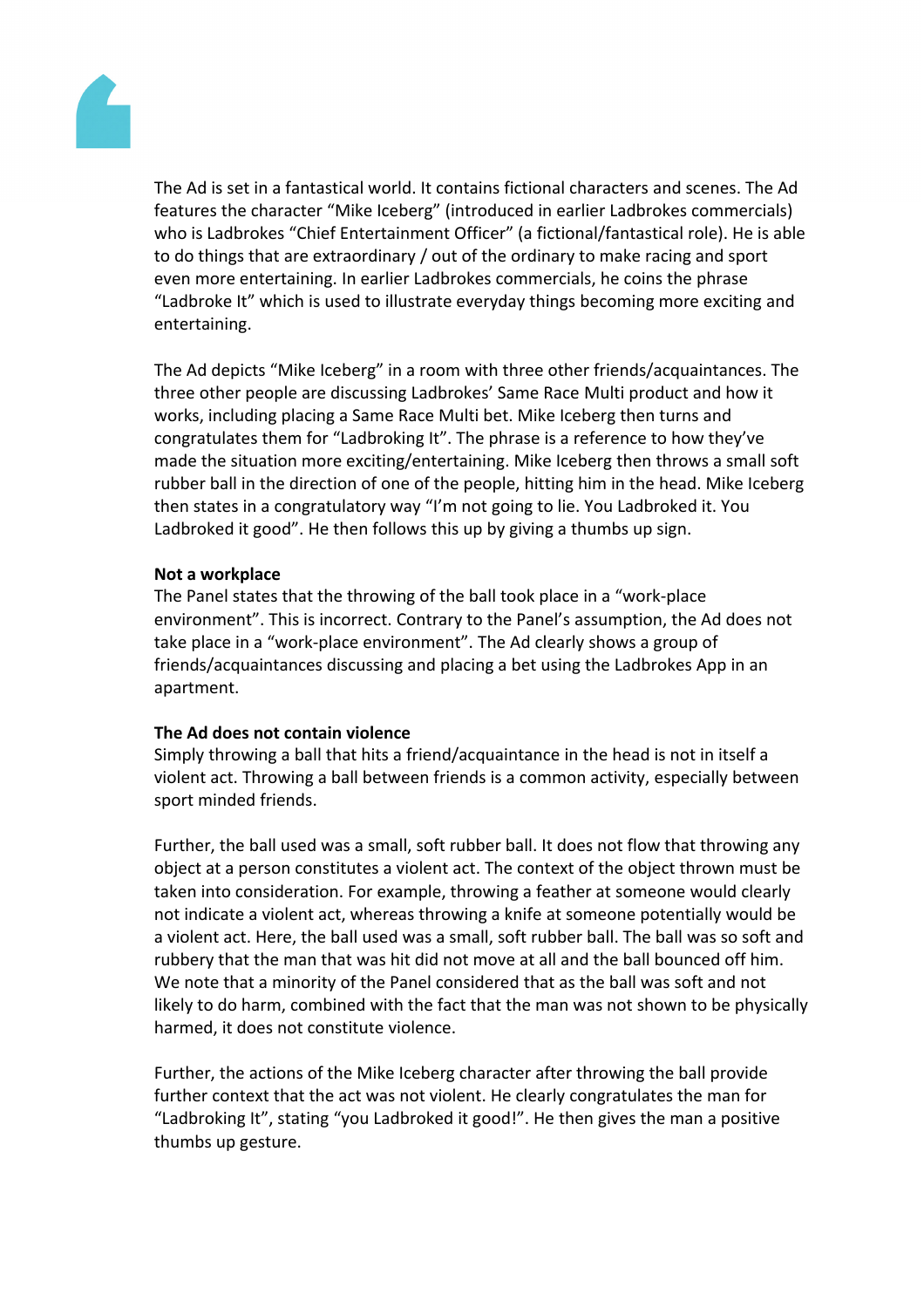The Ad is set in a fantastical world. It contains fictional characters and scenes. The Ad features the character “Mike Iceberg” (introduced in earlier Ladbrokes commercials) who is Ladbrokes “Chief Entertainment Officer” (a fictional/fantastical role). He is able to do things that are extraordinary / out of the ordinary to make racing and sport even more entertaining. In earlier Ladbrokes commercials, he coins the phrase “Ladbroke It” which is used to illustrate everyday things becoming more exciting and entertaining.

The Ad depicts “Mike Iceberg” in a room with three other friends/acquaintances. The three other people are discussing Ladbrokes’ Same Race Multi product and how it works, including placing a Same Race Multi bet. Mike Iceberg then turns and congratulates them for “Ladbroking It”. The phrase is a reference to how they’ve made the situation more exciting/entertaining. Mike Iceberg then throws a small soft rubber ball in the direction of one of the people, hitting him in the head. Mike Iceberg then states in a congratulatory way “I’m not going to lie. You Ladbroked it. You Ladbroked it good”. He then follows this up by giving a thumbs up sign.

**Not a workplace**

The Panel states that the throwing of the ball took place in a “work-place environment”. This is incorrect. Contrary to the Panel’s assumption, the Ad does not take place in a “work-place environment”. The Ad clearly shows a group of friends/acquaintances discussing and placing a bet using the Ladbrokes App in an apartment.

**The Ad does not contain violence**

Simply throwing a ball that hits a friend/acquaintance in the head is not in itself a violent act. Throwing a ball between friends is a common activity, especially between sport minded friends.

Further, the ball used was a small, soft rubber ball. It does not flow that throwing any object at a person constitutes a violent act. The context of the object thrown must be taken into consideration. For example, throwing a feather at someone would clearly not indicate a violent act, whereas throwing a knife at someone potentially would be a violent act. Here, the ball used was a small, soft rubber ball. The ball was so soft and rubbery that the man that was hit did not move at all and the ball bounced off him. We note that a minority of the Panel considered that as the ball was soft and not likely to do harm, combined with the fact that the man was not shown to be physically harmed, it does not constitute violence.

Further, the actions of the Mike Iceberg character after throwing the ball provide further context that the act was not violent. He clearly congratulates the man for “Ladbroking It”, stating “you Ladbroked it good!”. He then gives the man a positive thumbs up gesture.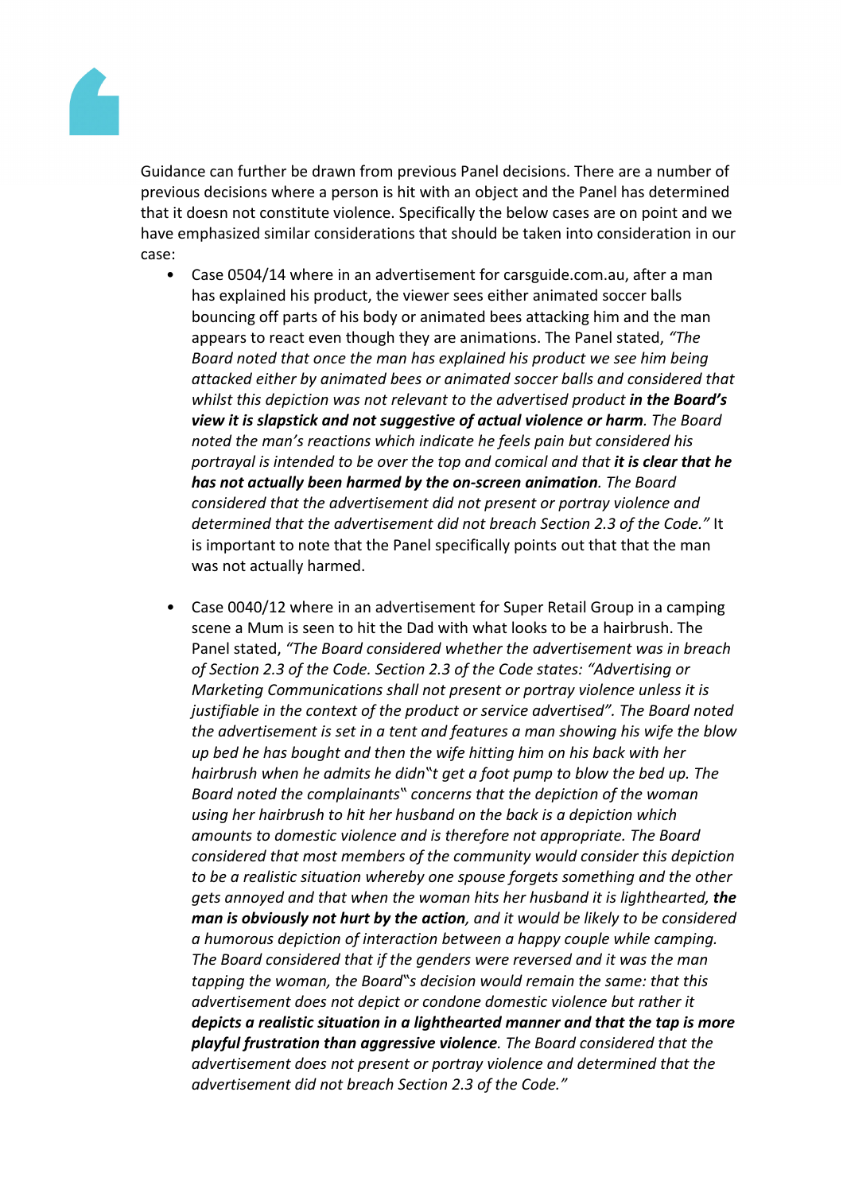Guidance can further be drawn from previous Panel decisions. There are a number of previous decisions where a person is hit with an object and the Panel has determined that it doesn not constitute violence. Specifically the below cases are on point and we have emphasized similar considerations that should be taken into consideration in our case:

- Case 0504/14 where in an advertisement for carsguide.com.au, after a man has explained his product, the viewer sees either animated soccer balls bouncing off parts of his body or animated bees attacking him and the man appears to react even though they are animations. The Panel stated, *"The Board noted that once the man has explained his product we see him being attacked either by animated bees or animated soccer balls and considered that whilst this depiction was not relevant to the advertised product **in the Board's view it is slapstick and not suggestive of actual violence or harm**. The Board noted the man's reactions which indicate he feels pain but considered his portrayal is intended to be over the top and comical and that **it is clear that he has not actually been harmed by the on-screen animation**. The Board considered that the advertisement did not present or portray violence and determined that the advertisement did not breach Section 2.3 of the Code."* It is important to note that the Panel specifically points out that that the man was not actually harmed.

- Case 0040/12 where in an advertisement for Super Retail Group in a camping scene a Mum is seen to hit the Dad with what looks to be a hairbrush. The Panel stated, *"The Board considered whether the advertisement was in breach of Section 2.3 of the Code. Section 2.3 of the Code states: "Advertising or Marketing Communications shall not present or portray violence unless it is justifiable in the context of the product or service advertised". The Board noted the advertisement is set in a tent and features a man showing his wife the blow up bed he has bought and then the wife hitting him on his back with her hairbrush when he admits he didn"t get a foot pump to blow the bed up. The Board noted the complainants" concerns that the depiction of the woman using her hairbrush to hit her husband on the back is a depiction which amounts to domestic violence and is therefore not appropriate. The Board considered that most members of the community would consider this depiction to be a realistic situation whereby one spouse forgets something and the other gets annoyed and that when the woman hits her husband it is lighthearted, **the man is obviously not hurt by the action**, and it would be likely to be considered a humorous depiction of interaction between a happy couple while camping. The Board considered that if the genders were reversed and it was the man tapping the woman, the Board"s decision would remain the same: that this advertisement does not depict or condone domestic violence but rather it **depicts a realistic situation in a lighthearted manner and that the tap is more playful frustration than aggressive violence**. The Board considered that the advertisement does not present or portray violence and determined that the advertisement did not breach Section 2.3 of the Code."*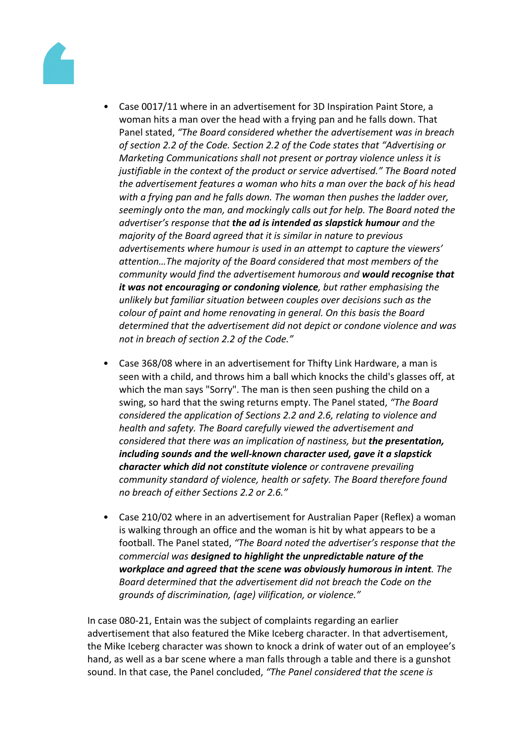- Case 0017/11 where in an advertisement for 3D Inspiration Paint Store, a woman hits a man over the head with a frying pan and he falls down. That Panel stated, *"The Board considered whether the advertisement was in breach of section 2.2 of the Code. Section 2.2 of the Code states that "Advertising or Marketing Communications shall not present or portray violence unless it is justifiable in the context of the product or service advertised." The Board noted the advertisement features a woman who hits a man over the back of his head with a frying pan and he falls down. The woman then pushes the ladder over, seemingly onto the man, and mockingly calls out for help. The Board noted the advertiser's response that* ***the ad is intended as slapstick humour*** *and the majority of the Board agreed that it is similar in nature to previous advertisements where humour is used in an attempt to capture the viewers' attention…The majority of the Board considered that most members of the community would find the advertisement humorous and* ***would recognise that it was not encouraging or condoning violence****, but rather emphasising the unlikely but familiar situation between couples over decisions such as the colour of paint and home renovating in general. On this basis the Board determined that the advertisement did not depict or condone violence and was not in breach of section 2.2 of the Code."*

- Case 368/08 where in an advertisement for Thifty Link Hardware, a man is seen with a child, and throws him a ball which knocks the child's glasses off, at which the man says "Sorry". The man is then seen pushing the child on a swing, so hard that the swing returns empty. The Panel stated, *"The Board considered the application of Sections 2.2 and 2.6, relating to violence and health and safety. The Board carefully viewed the advertisement and considered that there was an implication of nastiness, but* ***the presentation, including sounds and the well-known character used, gave it a slapstick character which did not constitute violence*** *or contravene prevailing community standard of violence, health or safety. The Board therefore found no breach of either Sections 2.2 or 2.6."*

- Case 210/02 where in an advertisement for Australian Paper (Reflex) a woman is walking through an office and the woman is hit by what appears to be a football. The Panel stated, *"The Board noted the advertiser's response that the commercial was* ***designed to highlight the unpredictable nature of the workplace and agreed that the scene was obviously humorous in intent****. The Board determined that the advertisement did not breach the Code on the grounds of discrimination, (age) vilification, or violence."*

In case 080-21, Entain was the subject of complaints regarding an earlier advertisement that also featured the Mike Iceberg character. In that advertisement, the Mike Iceberg character was shown to knock a drink of water out of an employee's hand, as well as a bar scene where a man falls through a table and there is a gunshot sound. In that case, the Panel concluded, *"The Panel considered that the scene is*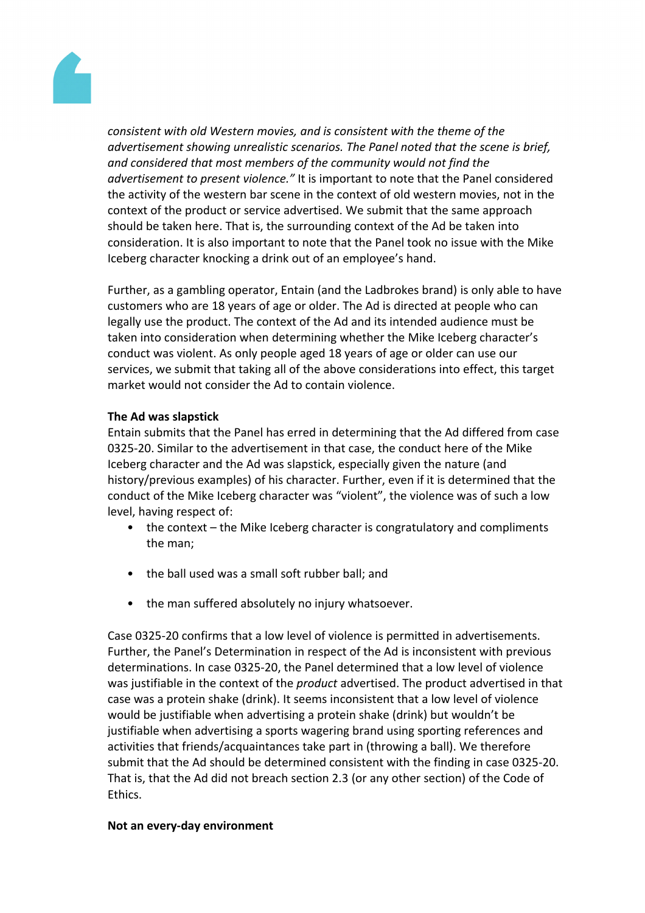*consistent with old Western movies, and is consistent with the theme of the advertisement showing unrealistic scenarios. The Panel noted that the scene is brief, and considered that most members of the community would not find the advertisement to present violence."* It is important to note that the Panel considered the activity of the western bar scene in the context of old western movies, not in the context of the product or service advertised. We submit that the same approach should be taken here. That is, the surrounding context of the Ad be taken into consideration. It is also important to note that the Panel took no issue with the Mike Iceberg character knocking a drink out of an employee's hand.

Further, as a gambling operator, Entain (and the Ladbrokes brand) is only able to have customers who are 18 years of age or older. The Ad is directed at people who can legally use the product. The context of the Ad and its intended audience must be taken into consideration when determining whether the Mike Iceberg character's conduct was violent. As only people aged 18 years of age or older can use our services, we submit that taking all of the above considerations into effect, this target market would not consider the Ad to contain violence.

**The Ad was slapstick**

Entain submits that the Panel has erred in determining that the Ad differed from case 0325-20. Similar to the advertisement in that case, the conduct here of the Mike Iceberg character and the Ad was slapstick, especially given the nature (and history/previous examples) of his character. Further, even if it is determined that the conduct of the Mike Iceberg character was "violent", the violence was of such a low level, having respect of:

- the context – the Mike Iceberg character is congratulatory and compliments the man;
- the ball used was a small soft rubber ball; and
- the man suffered absolutely no injury whatsoever.

Case 0325-20 confirms that a low level of violence is permitted in advertisements. Further, the Panel's Determination in respect of the Ad is inconsistent with previous determinations. In case 0325-20, the Panel determined that a low level of violence was justifiable in the context of the *product* advertised. The product advertised in that case was a protein shake (drink). It seems inconsistent that a low level of violence would be justifiable when advertising a protein shake (drink) but wouldn't be justifiable when advertising a sports wagering brand using sporting references and activities that friends/acquaintances take part in (throwing a ball). We therefore submit that the Ad should be determined consistent with the finding in case 0325-20. That is, that the Ad did not breach section 2.3 (or any other section) of the Code of Ethics.

**Not an every-day environment**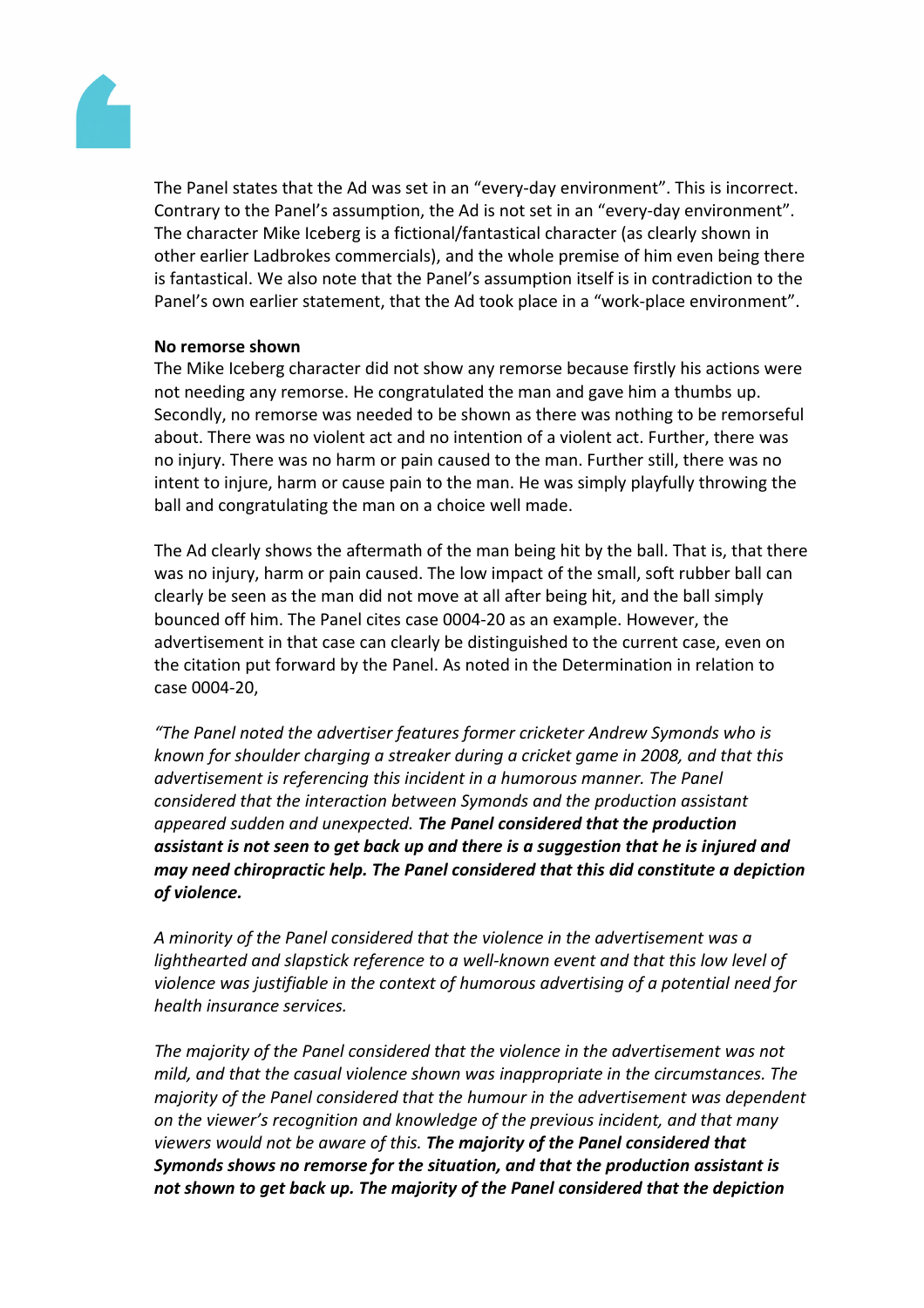The Panel states that the Ad was set in an "every-day environment". This is incorrect. Contrary to the Panel's assumption, the Ad is not set in an "every-day environment". The character Mike Iceberg is a fictional/fantastical character (as clearly shown in other earlier Ladbrokes commercials), and the whole premise of him even being there is fantastical. We also note that the Panel's assumption itself is in contradiction to the Panel's own earlier statement, that the Ad took place in a "work-place environment".

**No remorse shown**

The Mike Iceberg character did not show any remorse because firstly his actions were not needing any remorse. He congratulated the man and gave him a thumbs up. Secondly, no remorse was needed to be shown as there was nothing to be remorseful about. There was no violent act and no intention of a violent act. Further, there was no injury. There was no harm or pain caused to the man. Further still, there was no intent to injure, harm or cause pain to the man. He was simply playfully throwing the ball and congratulating the man on a choice well made.

The Ad clearly shows the aftermath of the man being hit by the ball. That is, that there was no injury, harm or pain caused. The low impact of the small, soft rubber ball can clearly be seen as the man did not move at all after being hit, and the ball simply bounced off him. The Panel cites case 0004-20 as an example. However, the advertisement in that case can clearly be distinguished to the current case, even on the citation put forward by the Panel. As noted in the Determination in relation to case 0004-20,

*"The Panel noted the advertiser features former cricketer Andrew Symonds who is known for shoulder charging a streaker during a cricket game in 2008, and that this advertisement is referencing this incident in a humorous manner. The Panel considered that the interaction between Symonds and the production assistant appeared sudden and unexpected.* ***The Panel considered that the production assistant is not seen to get back up and there is a suggestion that he is injured and may need chiropractic help. The Panel considered that this did constitute a depiction of violence.***

*A minority of the Panel considered that the violence in the advertisement was a lighthearted and slapstick reference to a well-known event and that this low level of violence was justifiable in the context of humorous advertising of a potential need for health insurance services.*

*The majority of the Panel considered that the violence in the advertisement was not mild, and that the casual violence shown was inappropriate in the circumstances. The majority of the Panel considered that the humour in the advertisement was dependent on the viewer's recognition and knowledge of the previous incident, and that many viewers would not be aware of this.* ***The majority of the Panel considered that Symonds shows no remorse for the situation, and that the production assistant is not shown to get back up. The majority of the Panel considered that the depiction***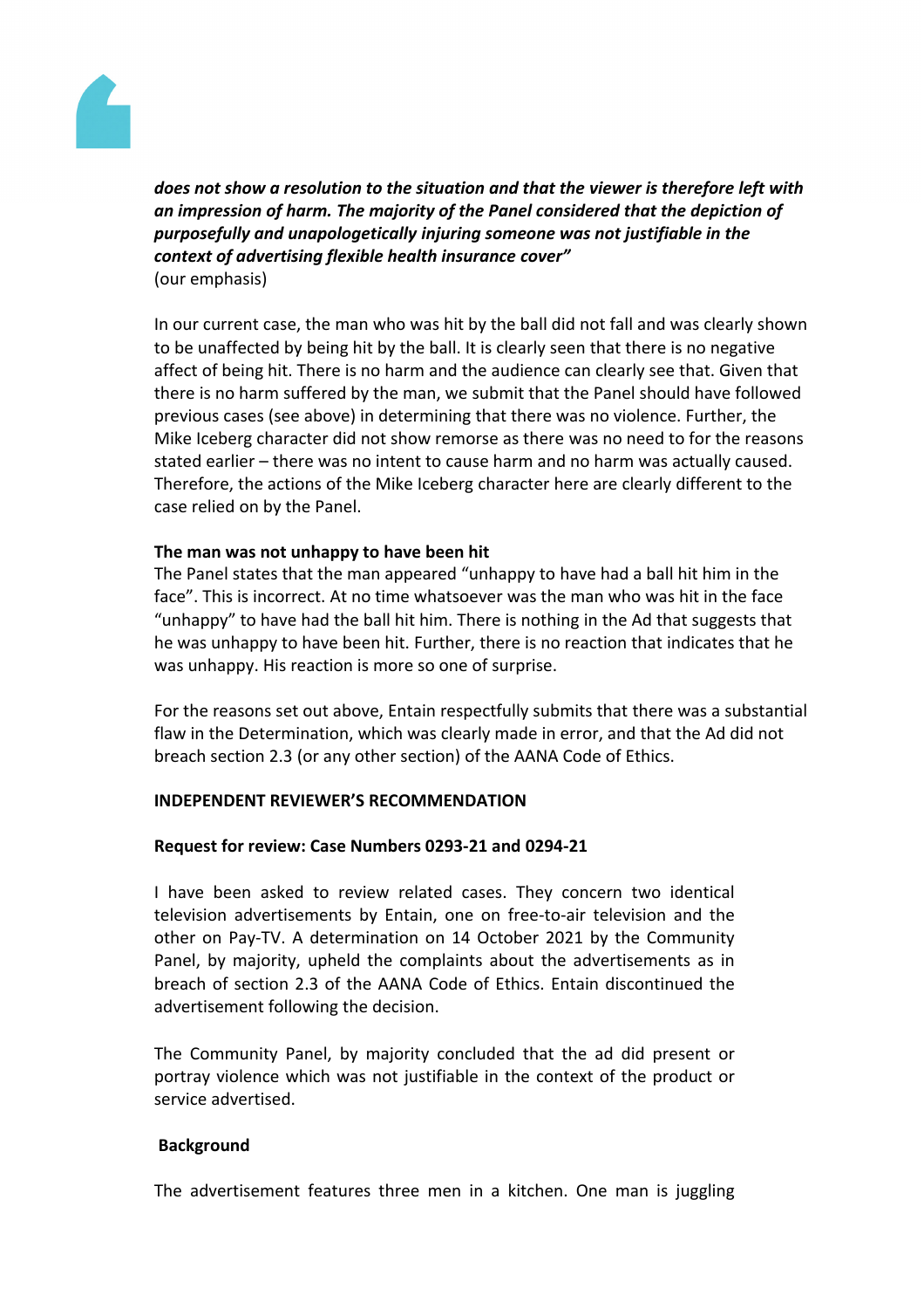***does not show a resolution to the situation and that the viewer is therefore left with an impression of harm. The majority of the Panel considered that the depiction of purposefully and unapologetically injuring someone was not justifiable in the context of advertising flexible health insurance cover"***
(our emphasis)

In our current case, the man who was hit by the ball did not fall and was clearly shown to be unaffected by being hit by the ball. It is clearly seen that there is no negative affect of being hit. There is no harm and the audience can clearly see that. Given that there is no harm suffered by the man, we submit that the Panel should have followed previous cases (see above) in determining that there was no violence. Further, the Mike Iceberg character did not show remorse as there was no need to for the reasons stated earlier – there was no intent to cause harm and no harm was actually caused. Therefore, the actions of the Mike Iceberg character here are clearly different to the case relied on by the Panel.

**The man was not unhappy to have been hit**

The Panel states that the man appeared "unhappy to have had a ball hit him in the face". This is incorrect. At no time whatsoever was the man who was hit in the face "unhappy" to have had the ball hit him. There is nothing in the Ad that suggests that he was unhappy to have been hit. Further, there is no reaction that indicates that he was unhappy. His reaction is more so one of surprise.

For the reasons set out above, Entain respectfully submits that there was a substantial flaw in the Determination, which was clearly made in error, and that the Ad did not breach section 2.3 (or any other section) of the AANA Code of Ethics.

**INDEPENDENT REVIEWER'S RECOMMENDATION**

**Request for review: Case Numbers 0293-21 and 0294-21**

I have been asked to review related cases. They concern two identical television advertisements by Entain, one on free-to-air television and the other on Pay-TV. A determination on 14 October 2021 by the Community Panel, by majority, upheld the complaints about the advertisements as in breach of section 2.3 of the AANA Code of Ethics. Entain discontinued the advertisement following the decision.

The Community Panel, by majority concluded that the ad did present or portray violence which was not justifiable in the context of the product or service advertised.

**Background**

The advertisement features three men in a kitchen. One man is juggling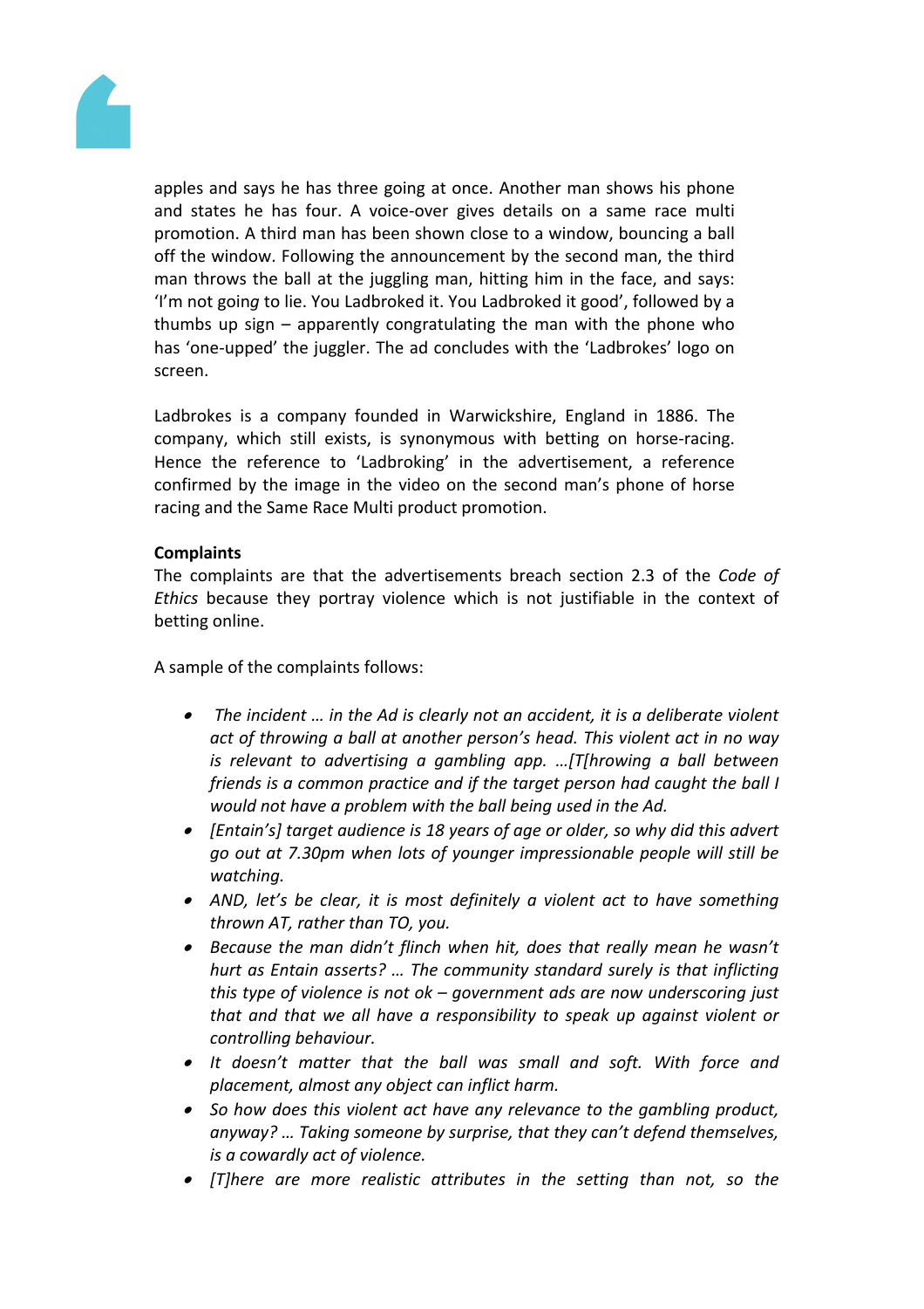apples and says he has three going at once. Another man shows his phone and states he has four. A voice-over gives details on a same race multi promotion. A third man has been shown close to a window, bouncing a ball off the window. Following the announcement by the second man, the third man throws the ball at the juggling man, hitting him in the face, and says: 'I'm not going to lie. You Ladbroked it. You Ladbroked it good', followed by a thumbs up sign – apparently congratulating the man with the phone who has 'one-upped' the juggler. The ad concludes with the 'Ladbrokes' logo on screen.

Ladbrokes is a company founded in Warwickshire, England in 1886. The company, which still exists, is synonymous with betting on horse-racing. Hence the reference to 'Ladbroking' in the advertisement, a reference confirmed by the image in the video on the second man's phone of horse racing and the Same Race Multi product promotion.

**Complaints**

The complaints are that the advertisements breach section 2.3 of the *Code of Ethics* because they portray violence which is not justifiable in the context of betting online.

A sample of the complaints follows:

- *The incident … in the Ad is clearly not an accident, it is a deliberate violent act of throwing a ball at another person's head. This violent act in no way is relevant to advertising a gambling app. …[T[hrowing a ball between friends is a common practice and if the target person had caught the ball I would not have a problem with the ball being used in the Ad.*
- *[Entain's] target audience is 18 years of age or older, so why did this advert go out at 7.30pm when lots of younger impressionable people will still be watching.*
- *AND, let's be clear, it is most definitely a violent act to have something thrown AT, rather than TO, you.*
- *Because the man didn't flinch when hit, does that really mean he wasn't hurt as Entain asserts? … The community standard surely is that inflicting this type of violence is not ok – government ads are now underscoring just that and that we all have a responsibility to speak up against violent or controlling behaviour.*
- *It doesn't matter that the ball was small and soft. With force and placement, almost any object can inflict harm.*
- *So how does this violent act have any relevance to the gambling product, anyway? … Taking someone by surprise, that they can't defend themselves, is a cowardly act of violence.*
- *[T]here are more realistic attributes in the setting than not, so the*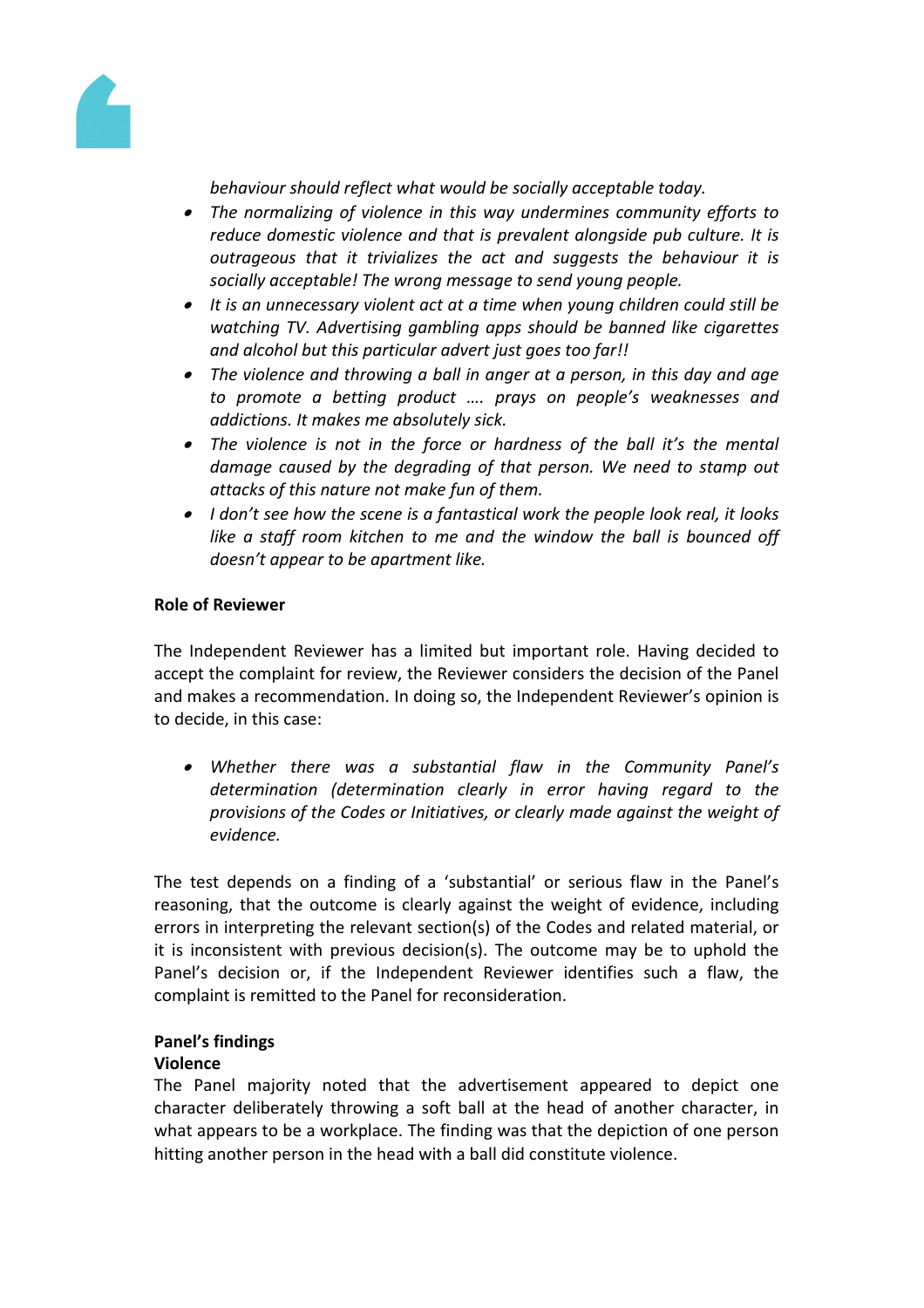*behaviour should reflect what would be socially acceptable today.*

- *The normalizing of violence in this way undermines community efforts to reduce domestic violence and that is prevalent alongside pub culture. It is outrageous that it trivializes the act and suggests the behaviour it is socially acceptable! The wrong message to send young people.*
- *It is an unnecessary violent act at a time when young children could still be watching TV. Advertising gambling apps should be banned like cigarettes and alcohol but this particular advert just goes too far!!*
- *The violence and throwing a ball in anger at a person, in this day and age to promote a betting product …. prays on people's weaknesses and addictions. It makes me absolutely sick.*
- *The violence is not in the force or hardness of the ball it's the mental damage caused by the degrading of that person. We need to stamp out attacks of this nature not make fun of them.*
- *I don't see how the scene is a fantastical work the people look real, it looks like a staff room kitchen to me and the window the ball is bounced off doesn't appear to be apartment like.*

**Role of Reviewer**

The Independent Reviewer has a limited but important role. Having decided to accept the complaint for review, the Reviewer considers the decision of the Panel and makes a recommendation. In doing so, the Independent Reviewer's opinion is to decide, in this case:

- *Whether there was a substantial flaw in the Community Panel's determination (determination clearly in error having regard to the provisions of the Codes or Initiatives, or clearly made against the weight of evidence.*

The test depends on a finding of a 'substantial' or serious flaw in the Panel's reasoning, that the outcome is clearly against the weight of evidence, including errors in interpreting the relevant section(s) of the Codes and related material, or it is inconsistent with previous decision(s). The outcome may be to uphold the Panel's decision or, if the Independent Reviewer identifies such a flaw, the complaint is remitted to the Panel for reconsideration.

**Panel's findings**

**Violence**

The Panel majority noted that the advertisement appeared to depict one character deliberately throwing a soft ball at the head of another character, in what appears to be a workplace. The finding was that the depiction of one person hitting another person in the head with a ball did constitute violence.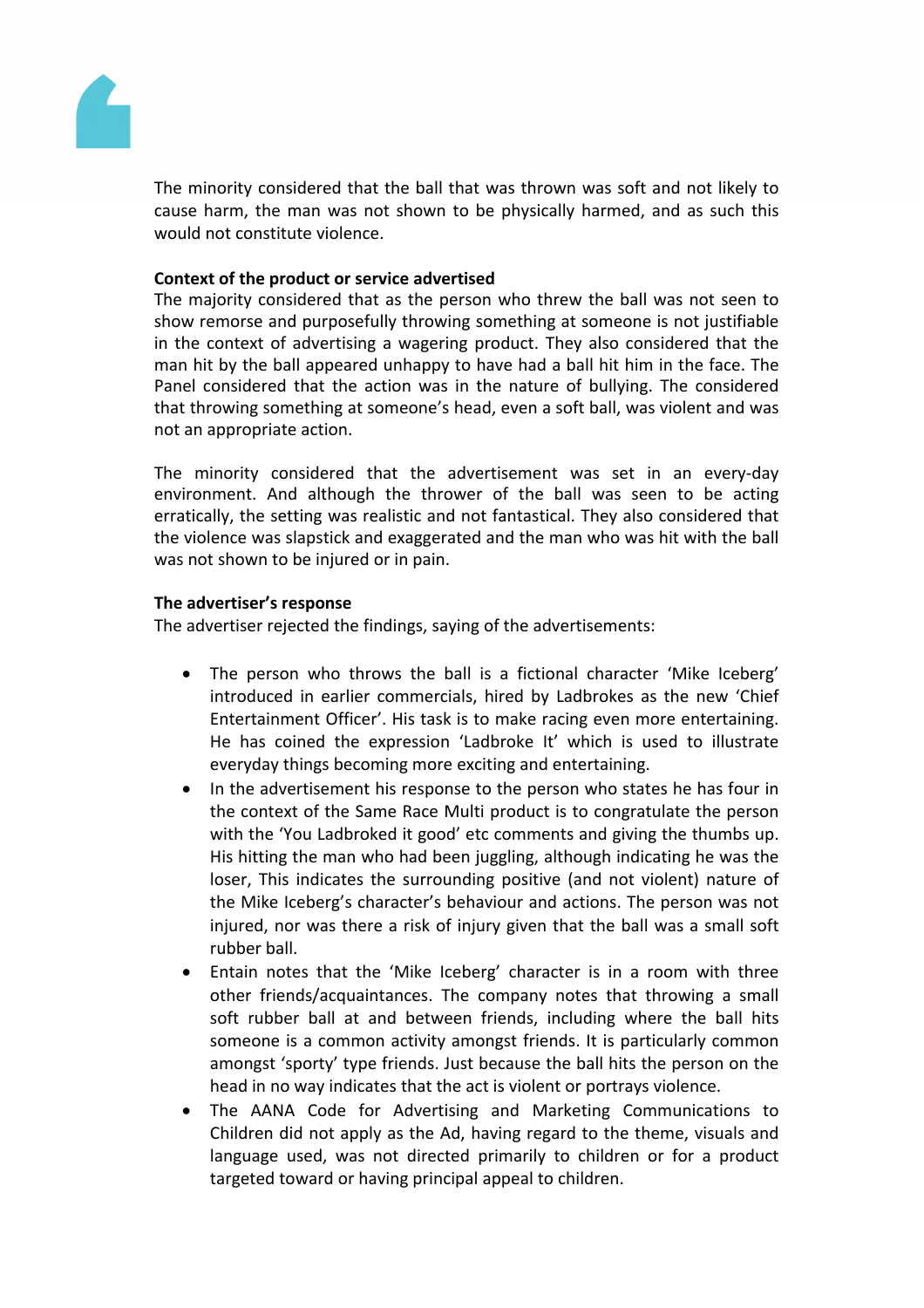The minority considered that the ball that was thrown was soft and not likely to cause harm, the man was not shown to be physically harmed, and as such this would not constitute violence.

**Context of the product or service advertised**

The majority considered that as the person who threw the ball was not seen to show remorse and purposefully throwing something at someone is not justifiable in the context of advertising a wagering product. They also considered that the man hit by the ball appeared unhappy to have had a ball hit him in the face. The Panel considered that the action was in the nature of bullying. The considered that throwing something at someone's head, even a soft ball, was violent and was not an appropriate action.

The minority considered that the advertisement was set in an every-day environment. And although the thrower of the ball was seen to be acting erratically, the setting was realistic and not fantastical. They also considered that the violence was slapstick and exaggerated and the man who was hit with the ball was not shown to be injured or in pain.

**The advertiser's response**

The advertiser rejected the findings, saying of the advertisements:

- The person who throws the ball is a fictional character 'Mike Iceberg' introduced in earlier commercials, hired by Ladbrokes as the new 'Chief Entertainment Officer'. His task is to make racing even more entertaining. He has coined the expression 'Ladbroke It' which is used to illustrate everyday things becoming more exciting and entertaining.
- In the advertisement his response to the person who states he has four in the context of the Same Race Multi product is to congratulate the person with the 'You Ladbroked it good' etc comments and giving the thumbs up. His hitting the man who had been juggling, although indicating he was the loser, This indicates the surrounding positive (and not violent) nature of the Mike Iceberg's character's behaviour and actions. The person was not injured, nor was there a risk of injury given that the ball was a small soft rubber ball.
- Entain notes that the 'Mike Iceberg' character is in a room with three other friends/acquaintances. The company notes that throwing a small soft rubber ball at and between friends, including where the ball hits someone is a common activity amongst friends. It is particularly common amongst 'sporty' type friends. Just because the ball hits the person on the head in no way indicates that the act is violent or portrays violence.
- The AANA Code for Advertising and Marketing Communications to Children did not apply as the Ad, having regard to the theme, visuals and language used, was not directed primarily to children or for a product targeted toward or having principal appeal to children.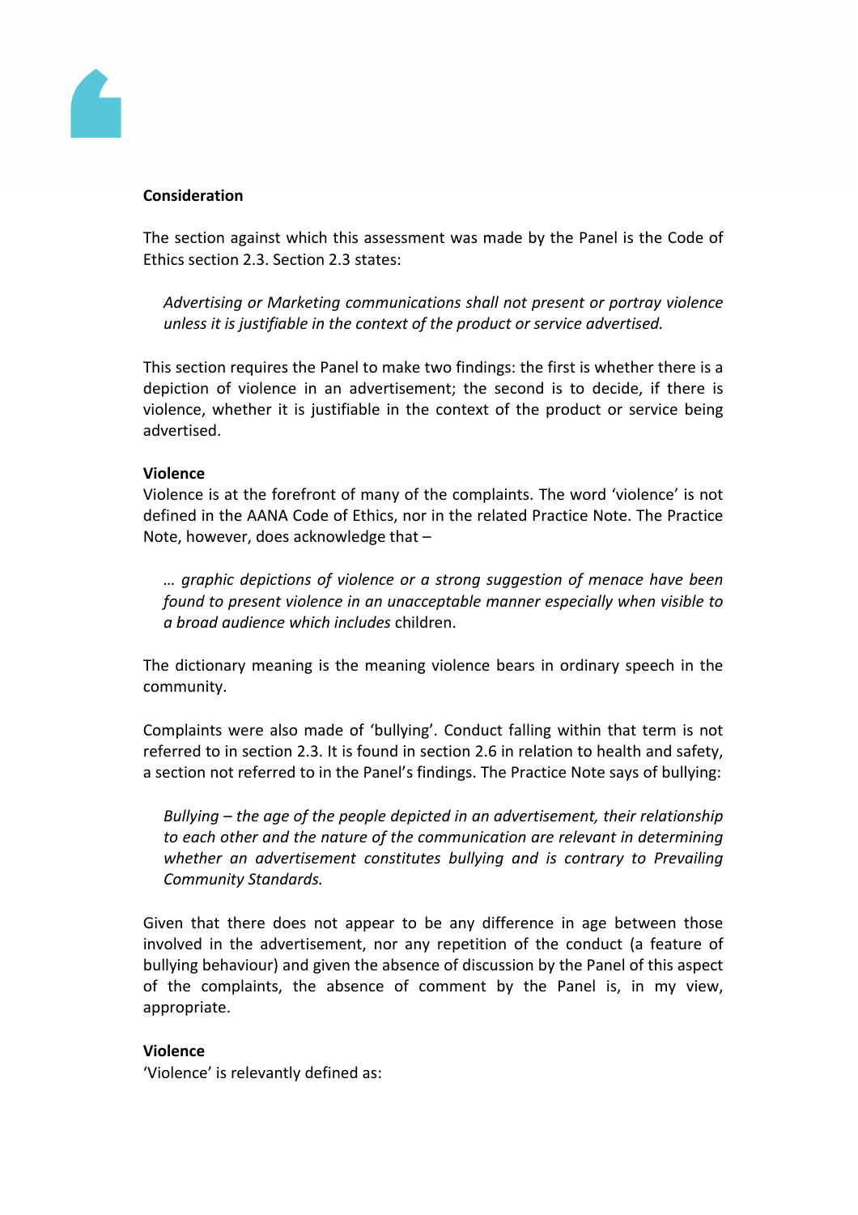**Consideration**

The section against which this assessment was made by the Panel is the Code of Ethics section 2.3. Section 2.3 states:

> *Advertising or Marketing communications shall not present or portray violence unless it is justifiable in the context of the product or service advertised.*

This section requires the Panel to make two findings: the first is whether there is a depiction of violence in an advertisement; the second is to decide, if there is violence, whether it is justifiable in the context of the product or service being advertised.

**Violence**

Violence is at the forefront of many of the complaints. The word 'violence' is not defined in the AANA Code of Ethics, nor in the related Practice Note. The Practice Note, however, does acknowledge that –

> *… graphic depictions of violence or a strong suggestion of menace have been found to present violence in an unacceptable manner especially when visible to a broad audience which includes* children.

The dictionary meaning is the meaning violence bears in ordinary speech in the community.

Complaints were also made of 'bullying'. Conduct falling within that term is not referred to in section 2.3. It is found in section 2.6 in relation to health and safety, a section not referred to in the Panel's findings. The Practice Note says of bullying:

> *Bullying – the age of the people depicted in an advertisement, their relationship to each other and the nature of the communication are relevant in determining whether an advertisement constitutes bullying and is contrary to Prevailing Community Standards.*

Given that there does not appear to be any difference in age between those involved in the advertisement, nor any repetition of the conduct (a feature of bullying behaviour) and given the absence of discussion by the Panel of this aspect of the complaints, the absence of comment by the Panel is, in my view, appropriate.

**Violence**

'Violence' is relevantly defined as: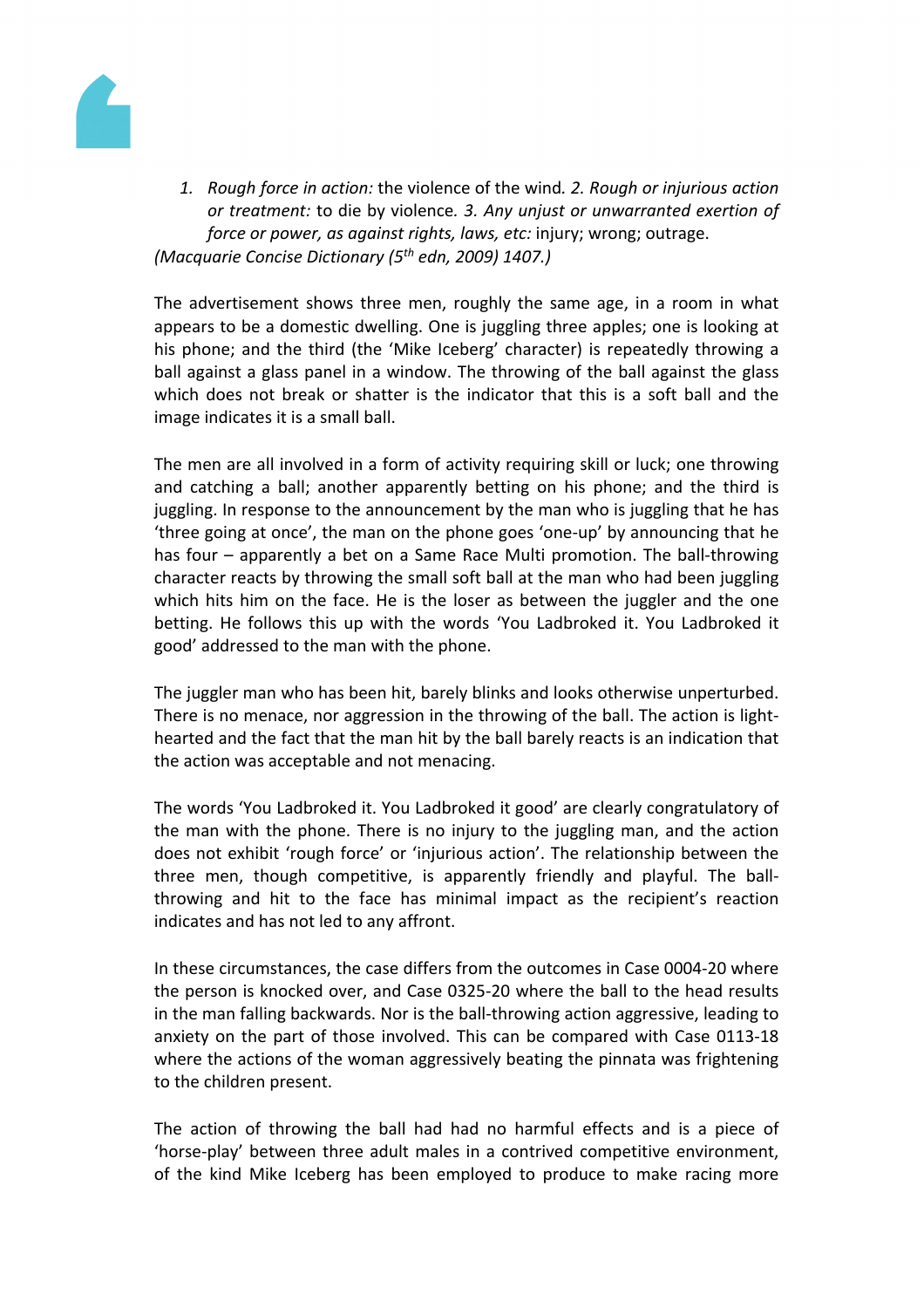1. *Rough force in action:* the violence of the wind. *2. Rough or injurious action or treatment:* to die by violence. *3. Any unjust or unwarranted exertion of force or power, as against rights, laws, etc:* injury; wrong; outrage.

*(Macquarie Concise Dictionary (5th edn, 2009) 1407.)*

The advertisement shows three men, roughly the same age, in a room in what appears to be a domestic dwelling. One is juggling three apples; one is looking at his phone; and the third (the 'Mike Iceberg' character) is repeatedly throwing a ball against a glass panel in a window. The throwing of the ball against the glass which does not break or shatter is the indicator that this is a soft ball and the image indicates it is a small ball.

The men are all involved in a form of activity requiring skill or luck; one throwing and catching a ball; another apparently betting on his phone; and the third is juggling. In response to the announcement by the man who is juggling that he has 'three going at once', the man on the phone goes 'one-up' by announcing that he has four – apparently a bet on a Same Race Multi promotion. The ball-throwing character reacts by throwing the small soft ball at the man who had been juggling which hits him on the face. He is the loser as between the juggler and the one betting. He follows this up with the words 'You Ladbroked it. You Ladbroked it good' addressed to the man with the phone.

The juggler man who has been hit, barely blinks and looks otherwise unperturbed. There is no menace, nor aggression in the throwing of the ball. The action is light-hearted and the fact that the man hit by the ball barely reacts is an indication that the action was acceptable and not menacing.

The words 'You Ladbroked it. You Ladbroked it good' are clearly congratulatory of the man with the phone. There is no injury to the juggling man, and the action does not exhibit 'rough force' or 'injurious action'. The relationship between the three men, though competitive, is apparently friendly and playful. The ball-throwing and hit to the face has minimal impact as the recipient's reaction indicates and has not led to any affront.

In these circumstances, the case differs from the outcomes in Case 0004-20 where the person is knocked over, and Case 0325-20 where the ball to the head results in the man falling backwards. Nor is the ball-throwing action aggressive, leading to anxiety on the part of those involved. This can be compared with Case 0113-18 where the actions of the woman aggressively beating the pinnata was frightening to the children present.

The action of throwing the ball had had no harmful effects and is a piece of 'horse-play' between three adult males in a contrived competitive environment, of the kind Mike Iceberg has been employed to produce to make racing more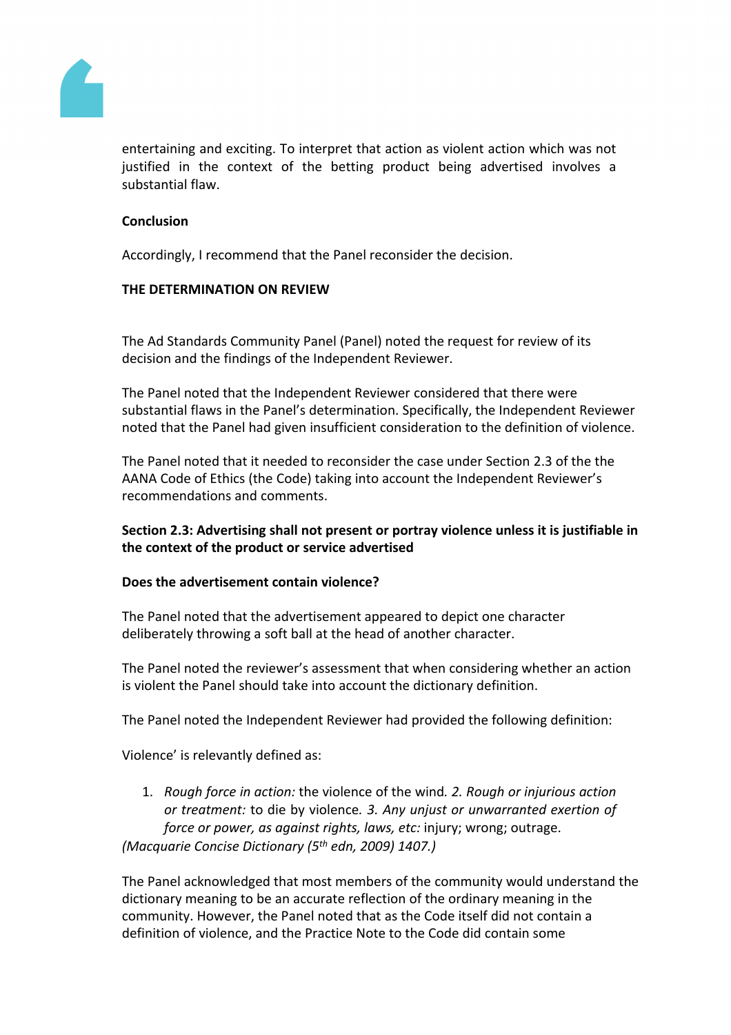entertaining and exciting. To interpret that action as violent action which was not justified in the context of the betting product being advertised involves a substantial flaw.

**Conclusion**

Accordingly, I recommend that the Panel reconsider the decision.

**THE DETERMINATION ON REVIEW**

The Ad Standards Community Panel (Panel) noted the request for review of its decision and the findings of the Independent Reviewer.

The Panel noted that the Independent Reviewer considered that there were substantial flaws in the Panel's determination. Specifically, the Independent Reviewer noted that the Panel had given insufficient consideration to the definition of violence.

The Panel noted that it needed to reconsider the case under Section 2.3 of the the AANA Code of Ethics (the Code) taking into account the Independent Reviewer's recommendations and comments.

**Section 2.3: Advertising shall not present or portray violence unless it is justifiable in the context of the product or service advertised**

**Does the advertisement contain violence?**

The Panel noted that the advertisement appeared to depict one character deliberately throwing a soft ball at the head of another character.

The Panel noted the reviewer's assessment that when considering whether an action is violent the Panel should take into account the dictionary definition.

The Panel noted the Independent Reviewer had provided the following definition:

Violence' is relevantly defined as:

1. *Rough force in action:* the violence of the wind*. 2. Rough or injurious action or treatment:* to die by violence*. 3. Any unjust or unwarranted exertion of force or power, as against rights, laws, etc:* injury; wrong; outrage.

*(Macquarie Concise Dictionary (5th edn, 2009) 1407.)*

The Panel acknowledged that most members of the community would understand the dictionary meaning to be an accurate reflection of the ordinary meaning in the community. However, the Panel noted that as the Code itself did not contain a definition of violence, and the Practice Note to the Code did contain some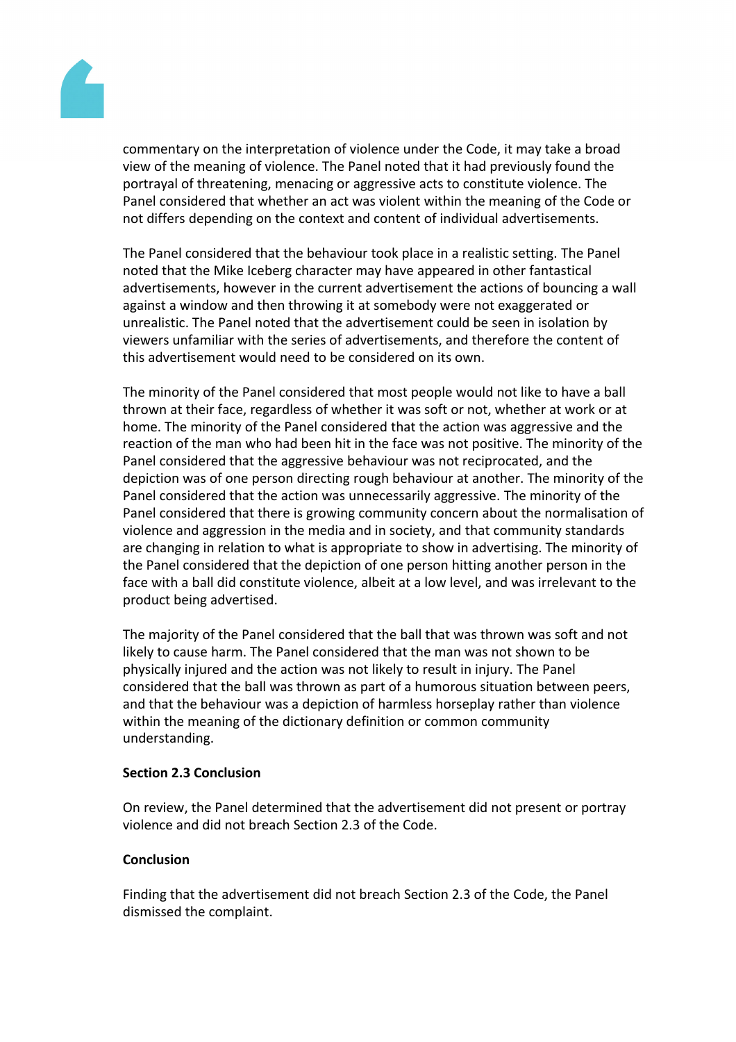commentary on the interpretation of violence under the Code, it may take a broad view of the meaning of violence. The Panel noted that it had previously found the portrayal of threatening, menacing or aggressive acts to constitute violence. The Panel considered that whether an act was violent within the meaning of the Code or not differs depending on the context and content of individual advertisements.

The Panel considered that the behaviour took place in a realistic setting. The Panel noted that the Mike Iceberg character may have appeared in other fantastical advertisements, however in the current advertisement the actions of bouncing a wall against a window and then throwing it at somebody were not exaggerated or unrealistic. The Panel noted that the advertisement could be seen in isolation by viewers unfamiliar with the series of advertisements, and therefore the content of this advertisement would need to be considered on its own.

The minority of the Panel considered that most people would not like to have a ball thrown at their face, regardless of whether it was soft or not, whether at work or at home. The minority of the Panel considered that the action was aggressive and the reaction of the man who had been hit in the face was not positive. The minority of the Panel considered that the aggressive behaviour was not reciprocated, and the depiction was of one person directing rough behaviour at another. The minority of the Panel considered that the action was unnecessarily aggressive. The minority of the Panel considered that there is growing community concern about the normalisation of violence and aggression in the media and in society, and that community standards are changing in relation to what is appropriate to show in advertising. The minority of the Panel considered that the depiction of one person hitting another person in the face with a ball did constitute violence, albeit at a low level, and was irrelevant to the product being advertised.

The majority of the Panel considered that the ball that was thrown was soft and not likely to cause harm. The Panel considered that the man was not shown to be physically injured and the action was not likely to result in injury. The Panel considered that the ball was thrown as part of a humorous situation between peers, and that the behaviour was a depiction of harmless horseplay rather than violence within the meaning of the dictionary definition or common community understanding.

**Section 2.3 Conclusion**

On review, the Panel determined that the advertisement did not present or portray violence and did not breach Section 2.3 of the Code.

**Conclusion**

Finding that the advertisement did not breach Section 2.3 of the Code, the Panel dismissed the complaint.